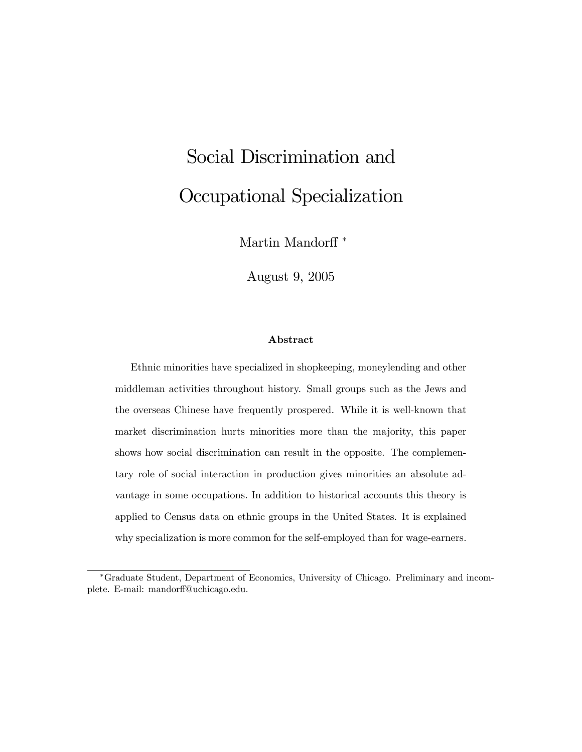# Social Discrimination and Occupational Specialization

Martin Mandorff *

August 9, 2005

### Abstract

Ethnic minorities have specialized in shopkeeping, moneylending and other middleman activities throughout history. Small groups such as the Jews and the overseas Chinese have frequently prospered. While it is well-known that market discrimination hurts minorities more than the majority, this paper shows how social discrimination can result in the opposite. The complementary role of social interaction in production gives minorities an absolute advantage in some occupations. In addition to historical accounts this theory is applied to Census data on ethnic groups in the United States. It is explained why specialization is more common for the self-employed than for wage-earners.

*Graduate Student, Department of Economics, University of Chicago. Preliminary and incomplete. E-mail: mandorff@uchicago.edu.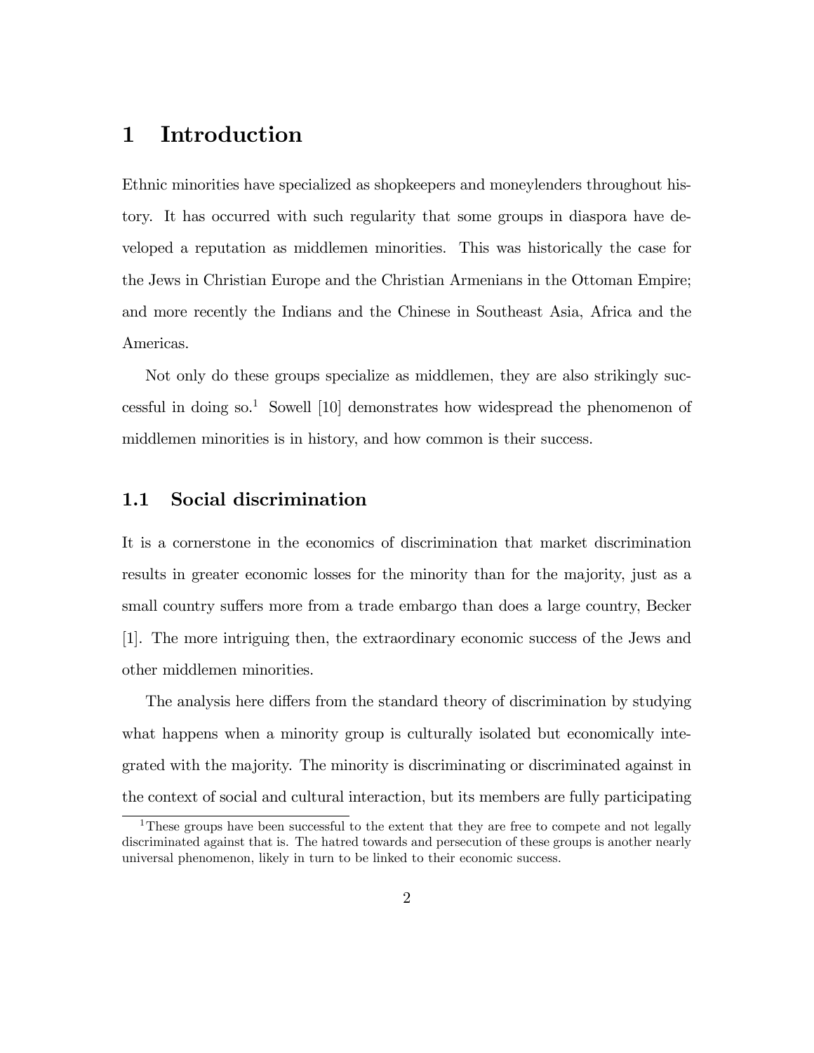# 1 Introduction

Ethnic minorities have specialized as shopkeepers and moneylenders throughout history. It has occurred with such regularity that some groups in diaspora have developed a reputation as middlemen minorities. This was historically the case for the Jews in Christian Europe and the Christian Armenians in the Ottoman Empire; and more recently the Indians and the Chinese in Southeast Asia, Africa and the Americas.

Not only do these groups specialize as middlemen, they are also strikingly successful in doing so.[1] Sowell [10] demonstrates how widespread the phenomenon of middlemen minorities is in history, and how common is their success.

## 1.1 Social discrimination

It is a cornerstone in the economics of discrimination that market discrimination results in greater economic losses for the minority than for the majority, just as a small country suffers more from a trade embargo than does a large country, Becker [1]. The more intriguing then, the extraordinary economic success of the Jews and other middlemen minorities.

The analysis here differs from the standard theory of discrimination by studying what happens when a minority group is culturally isolated but economically integrated with the majority. The minority is discriminating or discriminated against in the context of social and cultural interaction, but its members are fully participating

[1] These groups have been successful to the extent that they are free to compete and not legally discriminated against that is. The hatred towards and persecution of these groups is another nearly universal phenomenon, likely in turn to be linked to their economic success.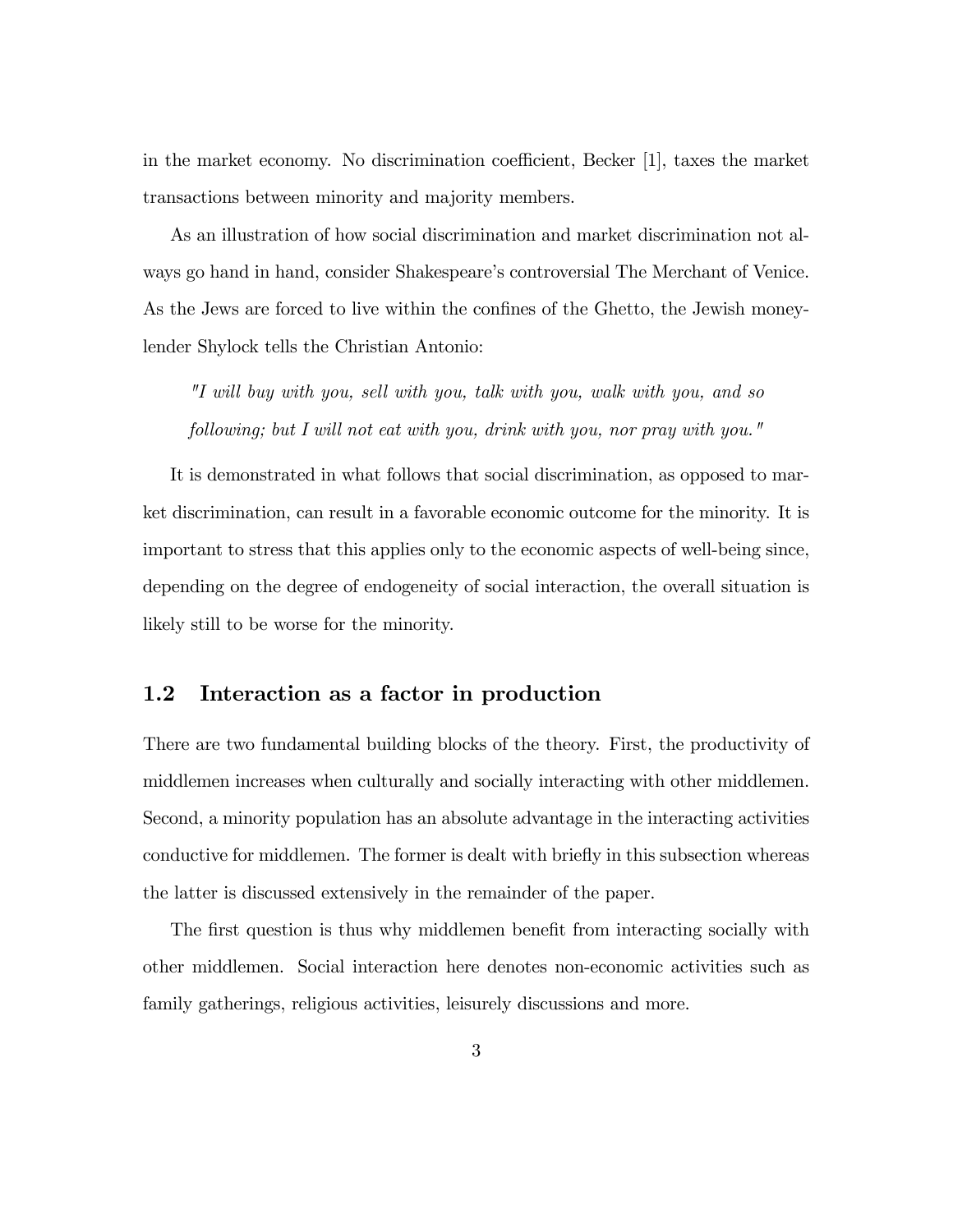in the market economy. No discrimination coefficient, Becker [1], taxes the market transactions between minority and majority members.

As an illustration of how social discrimination and market discrimination not always go hand in hand, consider Shakespeare's controversial The Merchant of Venice. As the Jews are forced to live within the confines of the Ghetto, the Jewish moneylender Shylock tells the Christian Antonio:

> *"I will buy with you, sell with you, talk with you, walk with you, and so following; but I will not eat with you, drink with you, nor pray with you."*

It is demonstrated in what follows that social discrimination, as opposed to market discrimination, can result in a favorable economic outcome for the minority. It is important to stress that this applies only to the economic aspects of well-being since, depending on the degree of endogeneity of social interaction, the overall situation is likely still to be worse for the minority.

## 1.2 Interaction as a factor in production

There are two fundamental building blocks of the theory. First, the productivity of middlemen increases when culturally and socially interacting with other middlemen. Second, a minority population has an absolute advantage in the interacting activities conductive for middlemen. The former is dealt with briefly in this subsection whereas the latter is discussed extensively in the remainder of the paper.

The first question is thus why middlemen benefit from interacting socially with other middlemen. Social interaction here denotes non-economic activities such as family gatherings, religious activities, leisurely discussions and more.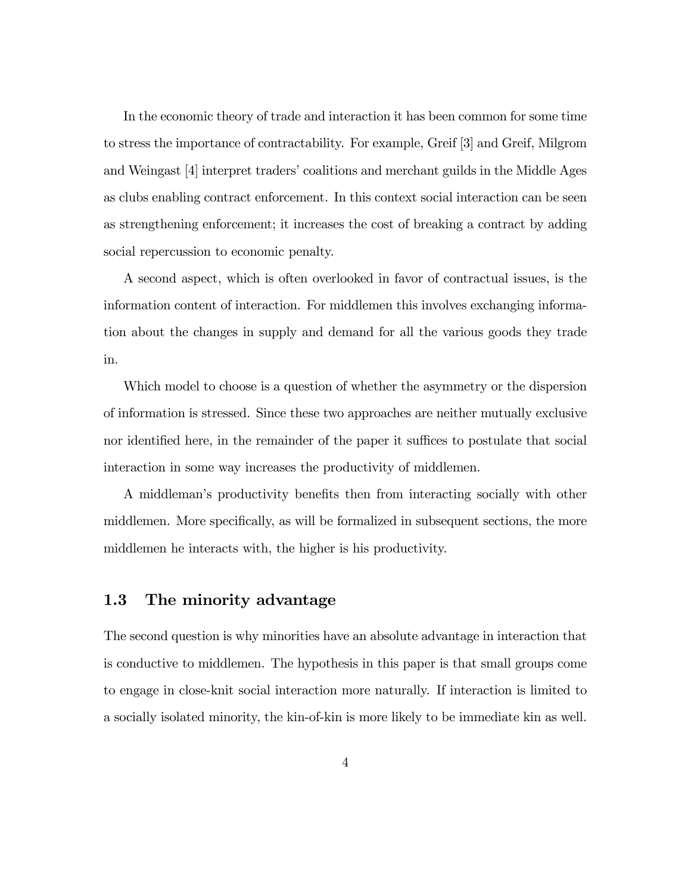In the economic theory of trade and interaction it has been common for some time to stress the importance of contractability. For example, Greif [3] and Greif, Milgrom and Weingast [4] interpret traders' coalitions and merchant guilds in the Middle Ages as clubs enabling contract enforcement. In this context social interaction can be seen as strengthening enforcement; it increases the cost of breaking a contract by adding social repercussion to economic penalty.

A second aspect, which is often overlooked in favor of contractual issues, is the information content of interaction. For middlemen this involves exchanging information about the changes in supply and demand for all the various goods they trade in.

Which model to choose is a question of whether the asymmetry or the dispersion of information is stressed. Since these two approaches are neither mutually exclusive nor identified here, in the remainder of the paper it suffices to postulate that social interaction in some way increases the productivity of middlemen.

A middleman's productivity benefits then from interacting socially with other middlemen. More specifically, as will be formalized in subsequent sections, the more middlemen he interacts with, the higher is his productivity.

### 1.3 The minority advantage

The second question is why minorities have an absolute advantage in interaction that is conductive to middlemen. The hypothesis in this paper is that small groups come to engage in close-knit social interaction more naturally. If interaction is limited to a socially isolated minority, the kin-of-kin is more likely to be immediate kin as well.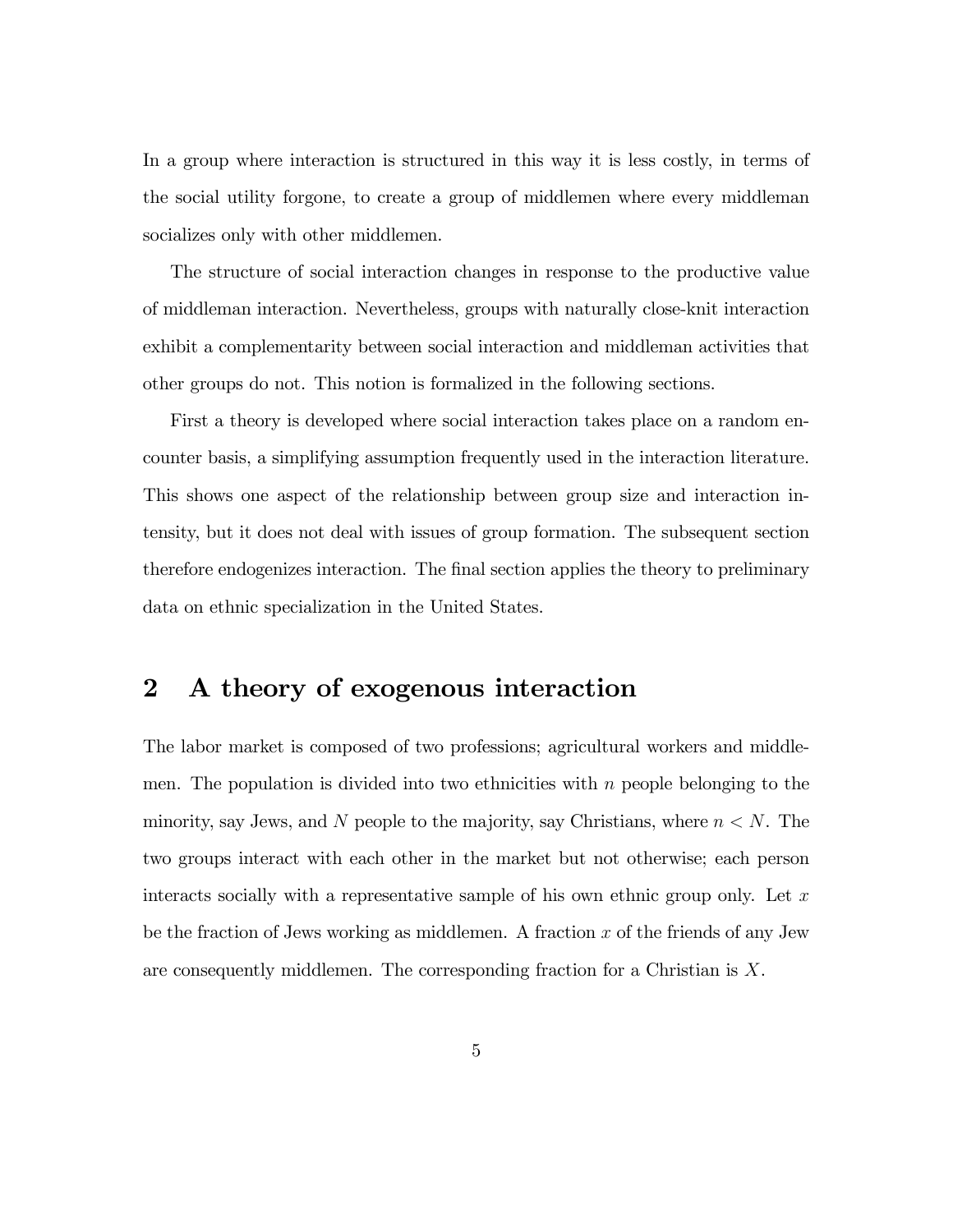In a group where interaction is structured in this way it is less costly, in terms of the social utility forgone, to create a group of middlemen where every middleman socializes only with other middlemen.

The structure of social interaction changes in response to the productive value of middleman interaction. Nevertheless, groups with naturally close-knit interaction exhibit a complementarity between social interaction and middleman activities that other groups do not. This notion is formalized in the following sections.

First a theory is developed where social interaction takes place on a random encounter basis, a simplifying assumption frequently used in the interaction literature. This shows one aspect of the relationship between group size and interaction intensity, but it does not deal with issues of group formation. The subsequent section therefore endogenizes interaction. The final section applies the theory to preliminary data on ethnic specialization in the United States.

## 2 A theory of exogenous interaction

The labor market is composed of two professions; agricultural workers and middlemen. The population is divided into two ethnicities with $n$ people belonging to the minority, say Jews, and $N$ people to the majority, say Christians, where $n < N$. The two groups interact with each other in the market but not otherwise; each person interacts socially with a representative sample of his own ethnic group only. Let $x$ be the fraction of Jews working as middlemen. A fraction $x$ of the friends of any Jew are consequently middlemen. The corresponding fraction for a Christian is $X$.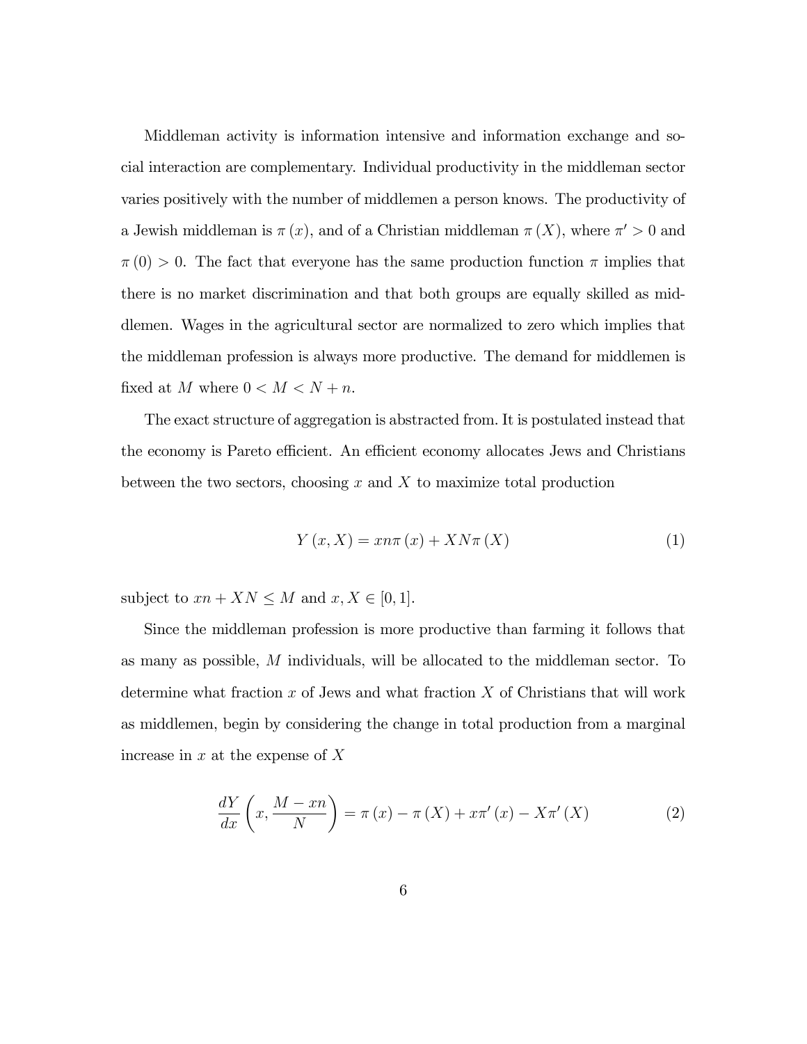Middleman activity is information intensive and information exchange and social interaction are complementary. Individual productivity in the middleman sector varies positively with the number of middlemen a person knows. The productivity of a Jewish middleman is $\pi(x)$, and of a Christian middleman $\pi(X)$, where $\pi' > 0$ and $\pi(0) > 0$. The fact that everyone has the same production function $\pi$ implies that there is no market discrimination and that both groups are equally skilled as middlemen. Wages in the agricultural sector are normalized to zero which implies that the middleman profession is always more productive. The demand for middlemen is fixed at $M$ where $0 < M < N + n$.

The exact structure of aggregation is abstracted from. It is postulated instead that the economy is Pareto efficient. An efficient economy allocates Jews and Christians between the two sectors, choosing $x$ and $X$ to maximize total production

$$Y(x, X) = xn\pi(x) + XN\pi(X) \tag{1}$$

subject to $xn + XN \leq M$ and $x, X \in [0, 1]$.

Since the middleman profession is more productive than farming it follows that as many as possible, $M$ individuals, will be allocated to the middleman sector. To determine what fraction $x$ of Jews and what fraction $X$ of Christians that will work as middlemen, begin by considering the change in total production from a marginal increase in $x$ at the expense of $X$

$$\frac{dY}{dx}\left(x, \frac{M - xn}{N}\right) = \pi(x) - \pi(X) + x\pi'(x) - X\pi'(X) \tag{2}$$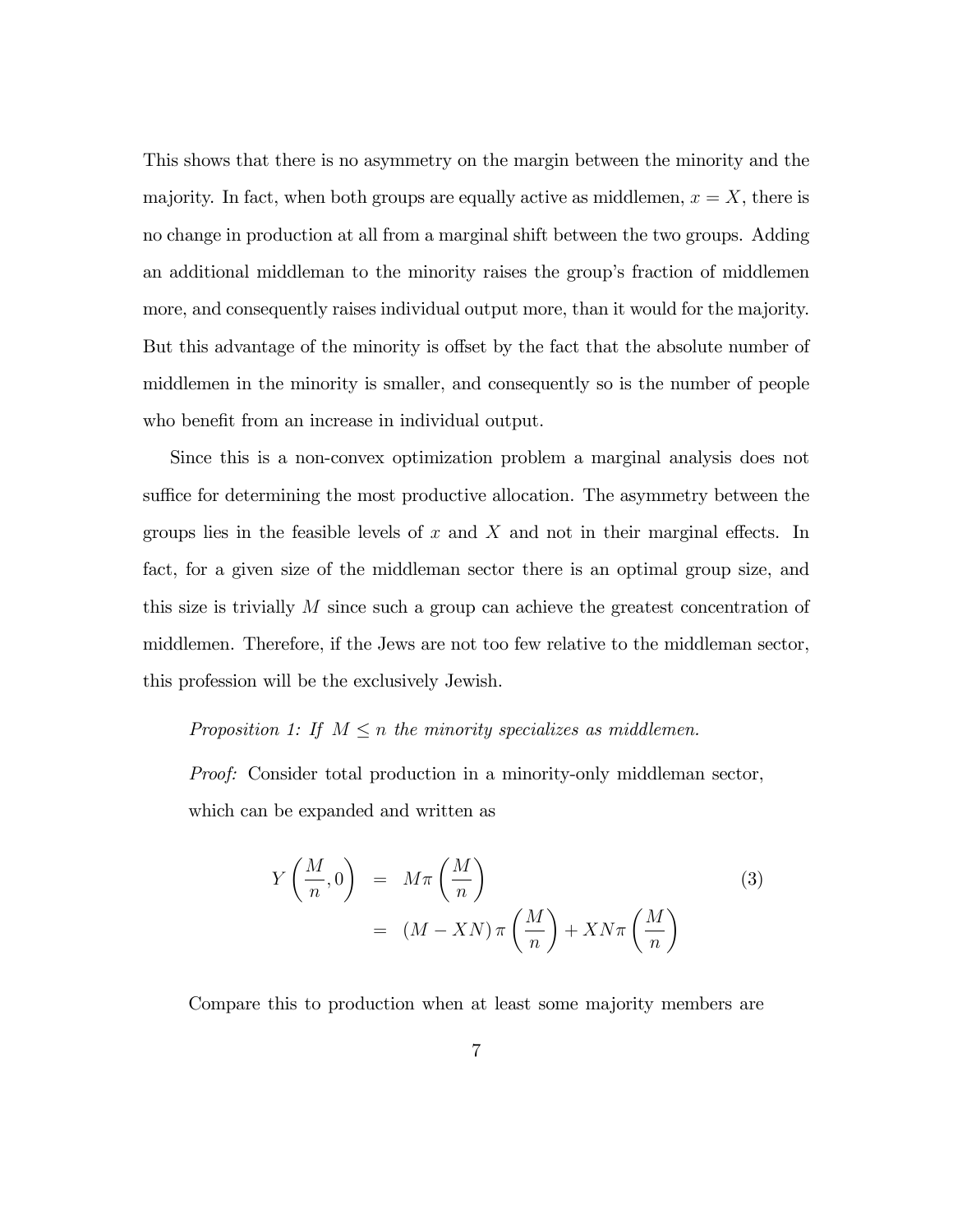This shows that there is no asymmetry on the margin between the minority and the majority. In fact, when both groups are equally active as middlemen, $x = X$, there is no change in production at all from a marginal shift between the two groups. Adding an additional middleman to the minority raises the group's fraction of middlemen more, and consequently raises individual output more, than it would for the majority. But this advantage of the minority is offset by the fact that the absolute number of middlemen in the minority is smaller, and consequently so is the number of people who benefit from an increase in individual output.

Since this is a non-convex optimization problem a marginal analysis does not suffice for determining the most productive allocation. The asymmetry between the groups lies in the feasible levels of $x$ and $X$ and not in their marginal effects. In fact, for a given size of the middleman sector there is an optimal group size, and this size is trivially $M$ since such a group can achieve the greatest concentration of middlemen. Therefore, if the Jews are not too few relative to the middleman sector, this profession will be the exclusively Jewish.

*Proposition 1: If $M \leq n$ the minority specializes as middlemen.*

*Proof:* Consider total production in a minority-only middleman sector, which can be expanded and written as

$$
\begin{aligned}
Y\left(\frac{M}{n}, 0\right) &= M\pi\left(\frac{M}{n}\right) \\
&= (M - XN)\,\pi\left(\frac{M}{n}\right) + XN\pi\left(\frac{M}{n}\right)
\end{aligned}
\tag{3}
$$

Compare this to production when at least some majority members are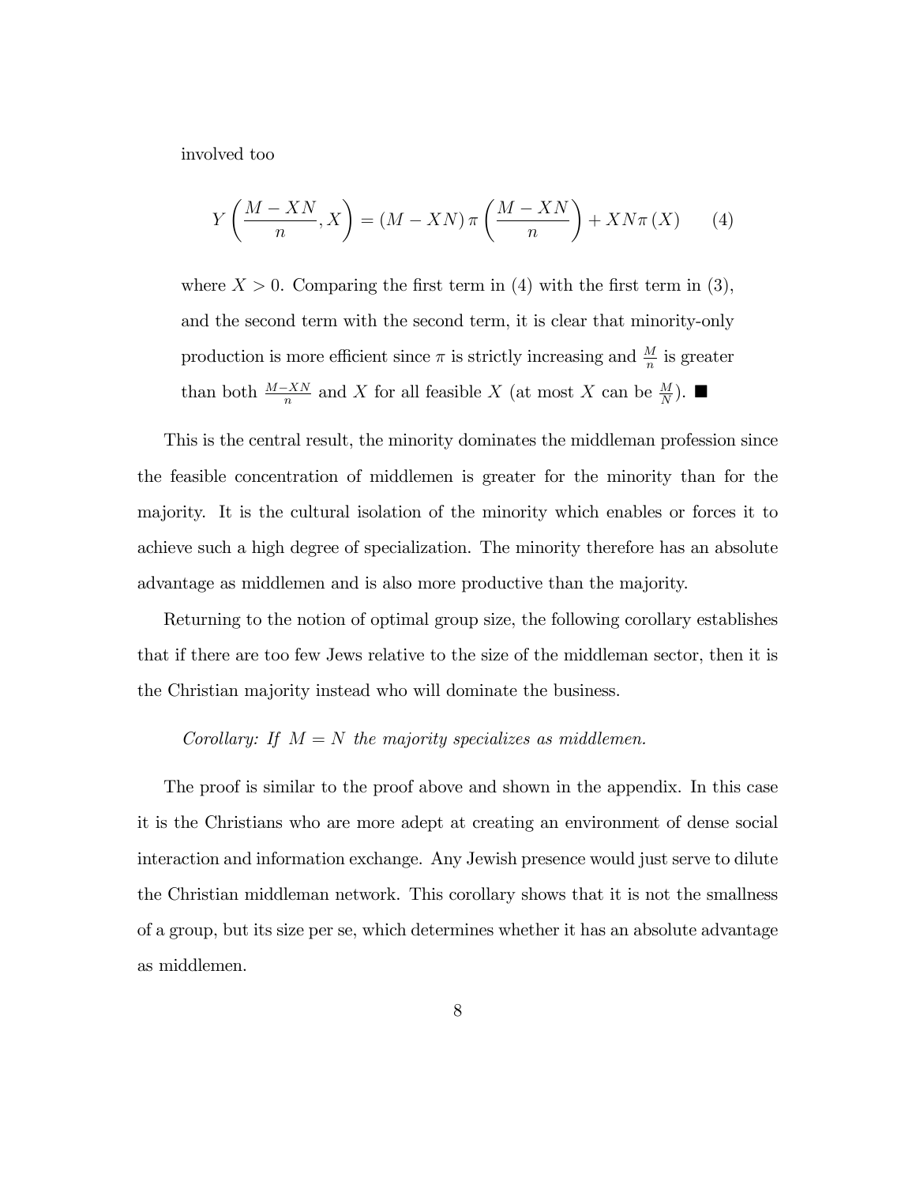involved too

$$Y\left(\frac{M - XN}{n}, X\right) = (M - XN)\,\pi\left(\frac{M - XN}{n}\right) + XN\pi(X) \tag{4}$$

where $X > 0$. Comparing the first term in (4) with the first term in (3), and the second term with the second term, it is clear that minority-only production is more efficient since $\pi$ is strictly increasing and $\frac{M}{n}$ is greater than both $\frac{M-XN}{n}$ and $X$ for all feasible $X$ (at most $X$ can be $\frac{M}{N}$). ■

This is the central result, the minority dominates the middleman profession since the feasible concentration of middlemen is greater for the minority than for the majority. It is the cultural isolation of the minority which enables or forces it to achieve such a high degree of specialization. The minority therefore has an absolute advantage as middlemen and is also more productive than the majority.

Returning to the notion of optimal group size, the following corollary establishes that if there are too few Jews relative to the size of the middleman sector, then it is the Christian majority instead who will dominate the business.

*Corollary: If $M = N$ the majority specializes as middlemen.*

The proof is similar to the proof above and shown in the appendix. In this case it is the Christians who are more adept at creating an environment of dense social interaction and information exchange. Any Jewish presence would just serve to dilute the Christian middleman network. This corollary shows that it is not the smallness of a group, but its size per se, which determines whether it has an absolute advantage as middlemen.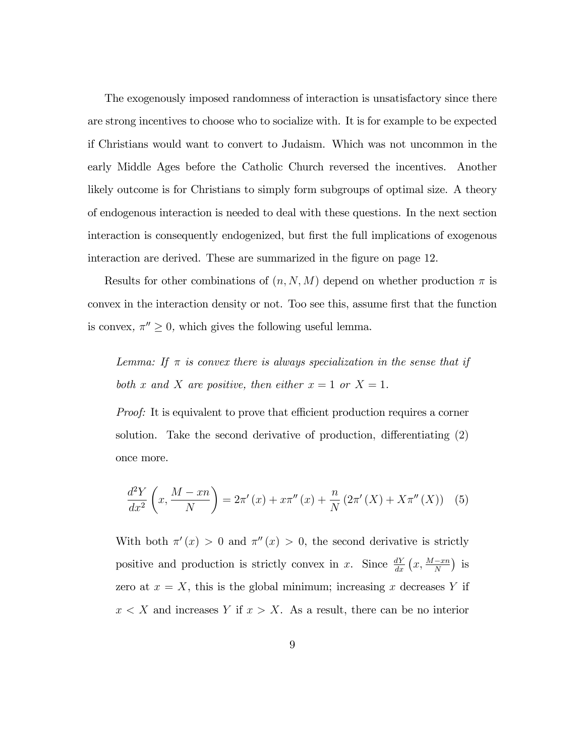The exogenously imposed randomness of interaction is unsatisfactory since there are strong incentives to choose who to socialize with. It is for example to be expected if Christians would want to convert to Judaism. Which was not uncommon in the early Middle Ages before the Catholic Church reversed the incentives. Another likely outcome is for Christians to simply form subgroups of optimal size. A theory of endogenous interaction is needed to deal with these questions. In the next section interaction is consequently endogenized, but first the full implications of exogenous interaction are derived. These are summarized in the figure on page 12.

Results for other combinations of $(n, N, M)$ depend on whether production $\pi$ is convex in the interaction density or not. Too see this, assume first that the function is convex, $\pi'' \geq 0$, which gives the following useful lemma.

> *Lemma: If $\pi$ is convex there is always specialization in the sense that if both $x$ and $X$ are positive, then either $x = 1$ or $X = 1$.*
>
> *Proof:* It is equivalent to prove that efficient production requires a corner solution. Take the second derivative of production, differentiating (2) once more.
>
> $$\frac{d^2Y}{dx^2}\left(x, \frac{M - xn}{N}\right) = 2\pi'(x) + x\pi''(x) + \frac{n}{N}\left(2\pi'(X) + X\pi''(X)\right) \quad (5)$$
>
> With both $\pi'(x) > 0$ and $\pi''(x) > 0$, the second derivative is strictly positive and production is strictly convex in $x$. Since $\frac{dY}{dx}\left(x, \frac{M-xn}{N}\right)$ is zero at $x = X$, this is the global minimum; increasing $x$ decreases $Y$ if $x < X$ and increases $Y$ if $x > X$. As a result, there can be no interior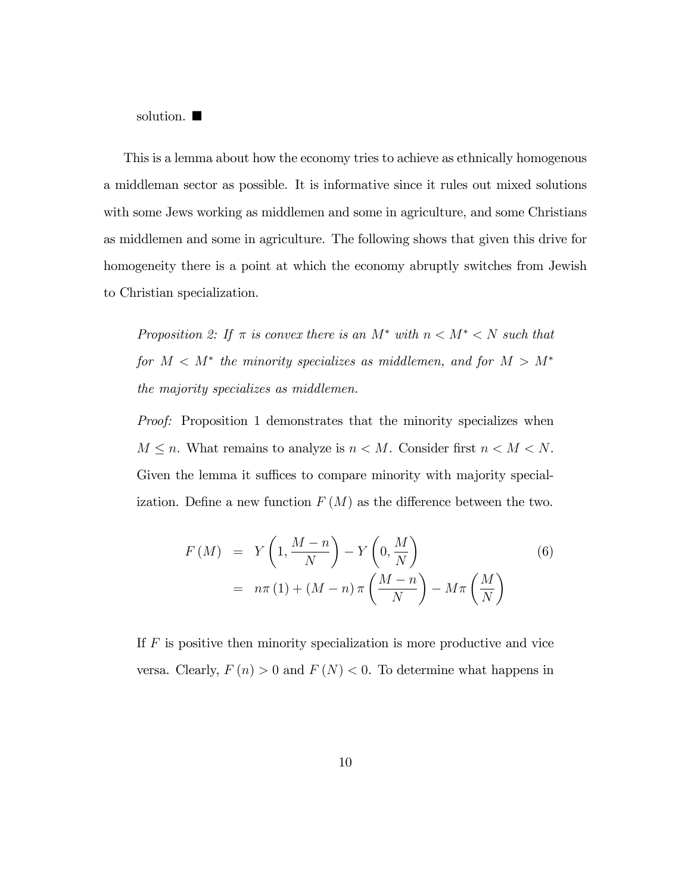solution. ■

This is a lemma about how the economy tries to achieve as ethnically homogenous a middleman sector as possible. It is informative since it rules out mixed solutions with some Jews working as middlemen and some in agriculture, and some Christians as middlemen and some in agriculture. The following shows that given this drive for homogeneity there is a point at which the economy abruptly switches from Jewish to Christian specialization.

> *Proposition 2: If $\pi$ is convex there is an $M^*$ with $n < M^* < N$ such that for $M < M^*$ the minority specializes as middlemen, and for $M > M^*$ the majority specializes as middlemen.*
>
> *Proof:* Proposition 1 demonstrates that the minority specializes when $M \leq n$. What remains to analyze is $n < M$. Consider first $n < M < N$. Given the lemma it suffices to compare minority with majority specialization. Define a new function $F(M)$ as the difference between the two.
>
> $$\begin{aligned} F(M) &= Y\left(1, \frac{M-n}{N}\right) - Y\left(0, \frac{M}{N}\right) \\ &= n\pi(1) + (M-n)\pi\left(\frac{M-n}{N}\right) - M\pi\left(\frac{M}{N}\right) \end{aligned} \tag{6}$$
>
> If $F$ is positive then minority specialization is more productive and vice versa. Clearly, $F(n) > 0$ and $F(N) < 0$. To determine what happens in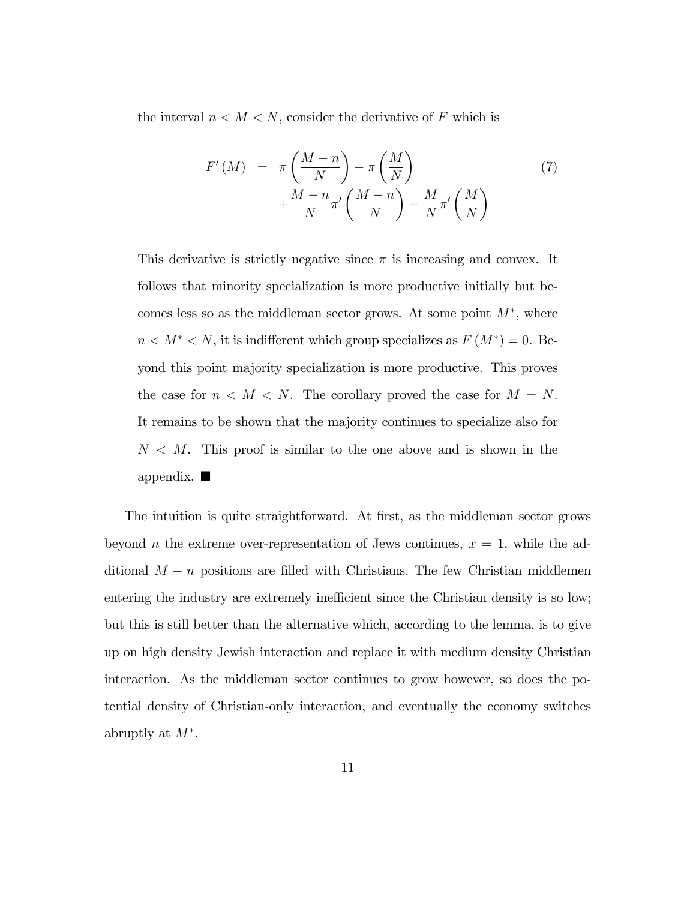the interval $n < M < N$, consider the derivative of $F$ which is

$$
\begin{aligned}
F'(M) \;=\; & \pi\left(\frac{M-n}{N}\right) - \pi\left(\frac{M}{N}\right) \\
& + \frac{M-n}{N}\pi'\left(\frac{M-n}{N}\right) - \frac{M}{N}\pi'\left(\frac{M}{N}\right)
\end{aligned} \tag{7}
$$

This derivative is strictly negative since $\pi$ is increasing and convex. It follows that minority specialization is more productive initially but becomes less so as the middleman sector grows. At some point $M^*$, where $n < M^* < N$, it is indifferent which group specializes as $F(M^*) = 0$. Beyond this point majority specialization is more productive. This proves the case for $n < M < N$. The corollary proved the case for $M = N$. It remains to be shown that the majority continues to specialize also for $N < M$. This proof is similar to the one above and is shown in the appendix. ■

The intuition is quite straightforward. At first, as the middleman sector grows beyond $n$ the extreme over-representation of Jews continues, $x = 1$, while the additional $M - n$ positions are filled with Christians. The few Christian middlemen entering the industry are extremely inefficient since the Christian density is so low; but this is still better than the alternative which, according to the lemma, is to give up on high density Jewish interaction and replace it with medium density Christian interaction. As the middleman sector continues to grow however, so does the potential density of Christian-only interaction, and eventually the economy switches abruptly at $M^*$.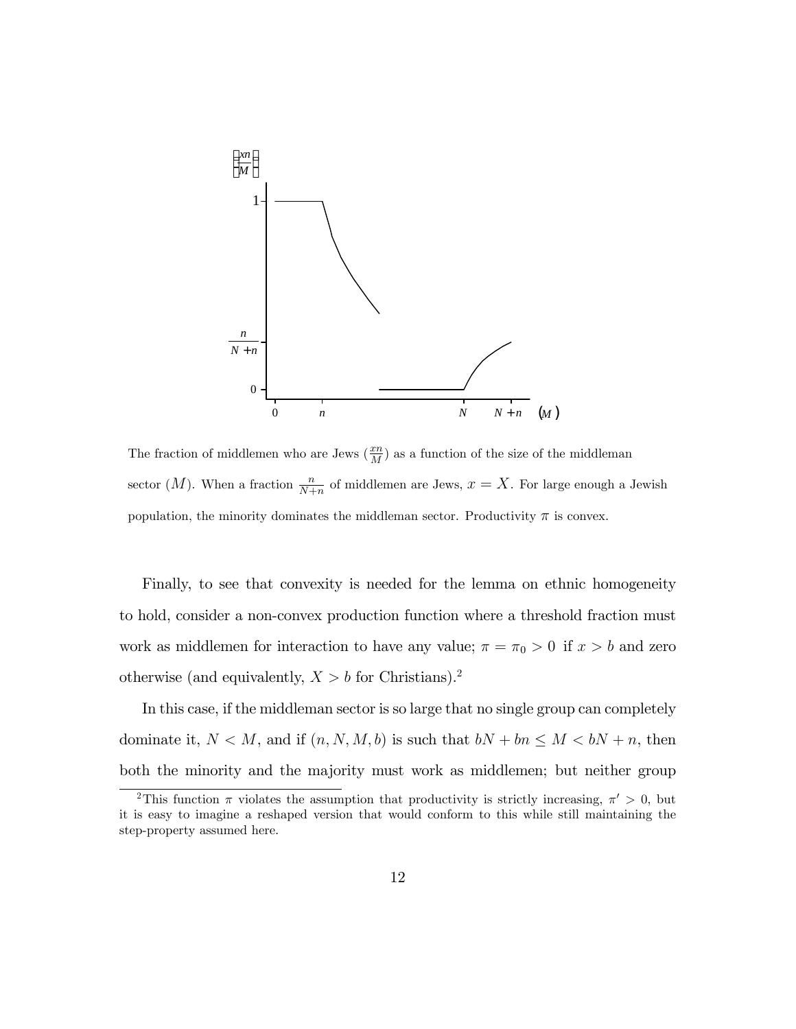The fraction of middlemen who are Jews ($\frac{xn}{M}$) as a function of the size of the middleman sector ($M$). When a fraction $\frac{n}{N+n}$ of middlemen are Jews, $x = X$. For large enough a Jewish population, the minority dominates the middleman sector. Productivity $\pi$ is convex.

Finally, to see that convexity is needed for the lemma on ethnic homogeneity to hold, consider a non-convex production function where a threshold fraction must work as middlemen for interaction to have any value; $\pi = \pi_0 > 0$ if $x > b$ and zero otherwise (and equivalently, $X > b$ for Christians).[2]

In this case, if the middleman sector is so large that no single group can completely dominate it, $N < M$, and if $(n, N, M, b)$ is such that $bN + bn \leq M < bN + n$, then both the minority and the majority must work as middlemen; but neither group

[2] This function $\pi$ violates the assumption that productivity is strictly increasing, $\pi' > 0$, but it is easy to imagine a reshaped version that would conform to this while still maintaining the step-property assumed here.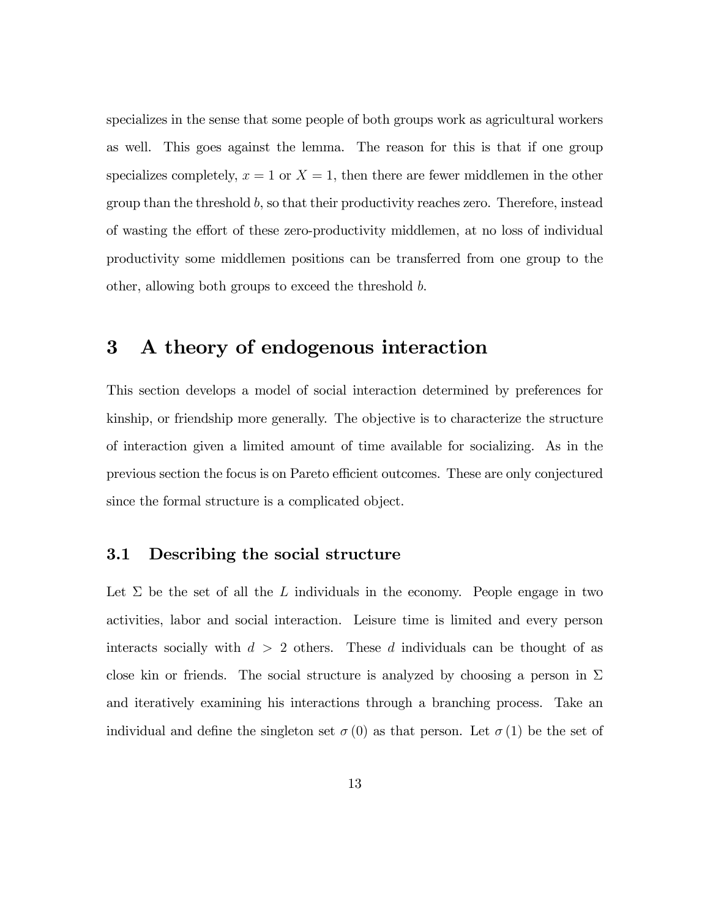specializes in the sense that some people of both groups work as agricultural workers as well. This goes against the lemma. The reason for this is that if one group specializes completely, $x = 1$ or $X = 1$, then there are fewer middlemen in the other group than the threshold $b$, so that their productivity reaches zero. Therefore, instead of wasting the effort of these zero-productivity middlemen, at no loss of individual productivity some middlemen positions can be transferred from one group to the other, allowing both groups to exceed the threshold $b$.

# 3 A theory of endogenous interaction

This section develops a model of social interaction determined by preferences for kinship, or friendship more generally. The objective is to characterize the structure of interaction given a limited amount of time available for socializing. As in the previous section the focus is on Pareto efficient outcomes. These are only conjectured since the formal structure is a complicated object.

## 3.1 Describing the social structure

Let $\Sigma$ be the set of all the $L$ individuals in the economy. People engage in two activities, labor and social interaction. Leisure time is limited and every person interacts socially with $d > 2$ others. These $d$ individuals can be thought of as close kin or friends. The social structure is analyzed by choosing a person in $\Sigma$ and iteratively examining his interactions through a branching process. Take an individual and define the singleton set $\sigma(0)$ as that person. Let $\sigma(1)$ be the set of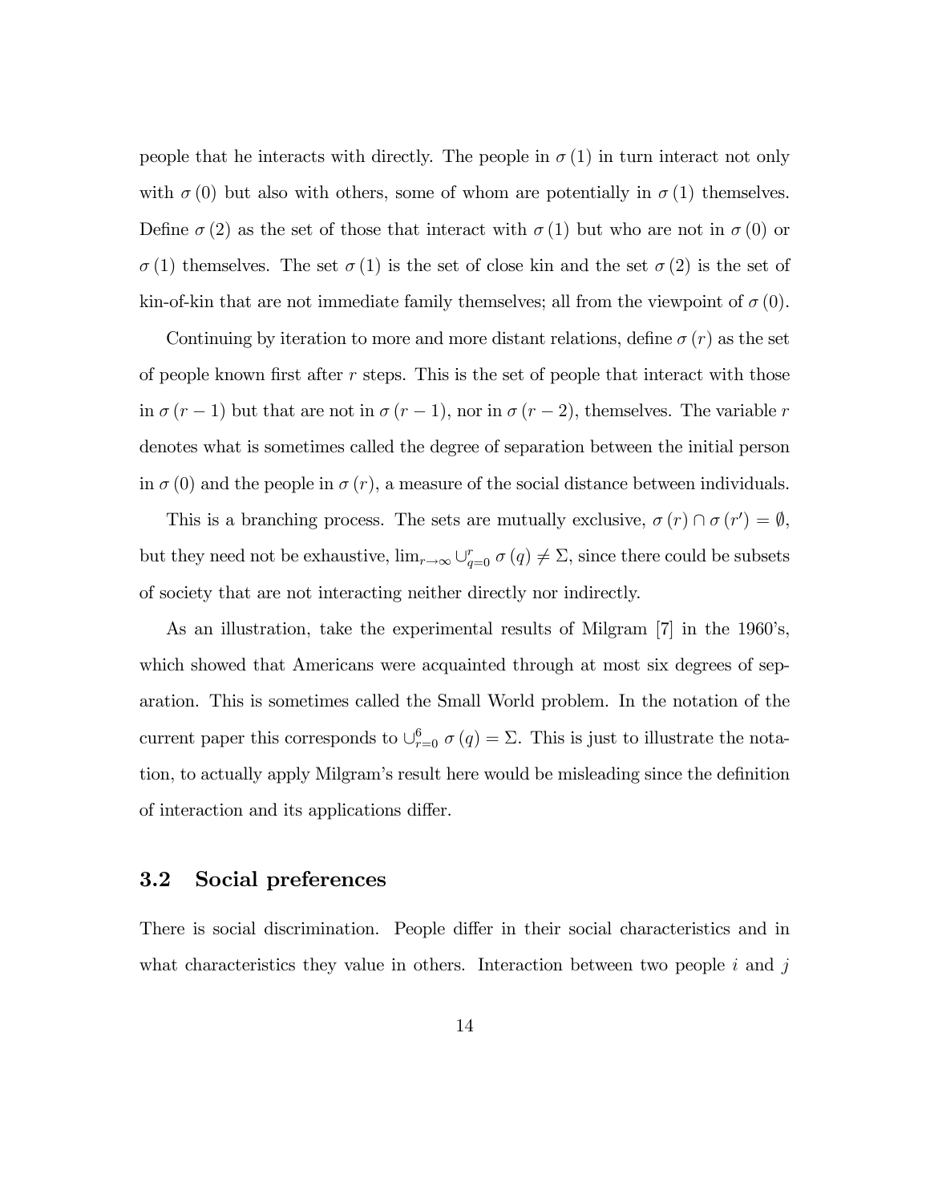people that he interacts with directly. The people in $\sigma(1)$ in turn interact not only with $\sigma(0)$ but also with others, some of whom are potentially in $\sigma(1)$ themselves. Define $\sigma(2)$ as the set of those that interact with $\sigma(1)$ but who are not in $\sigma(0)$ or $\sigma(1)$ themselves. The set $\sigma(1)$ is the set of close kin and the set $\sigma(2)$ is the set of kin-of-kin that are not immediate family themselves; all from the viewpoint of $\sigma(0)$.

Continuing by iteration to more and more distant relations, define $\sigma(r)$ as the set of people known first after $r$ steps. This is the set of people that interact with those in $\sigma(r-1)$ but that are not in $\sigma(r-1)$, nor in $\sigma(r-2)$, themselves. The variable $r$ denotes what is sometimes called the degree of separation between the initial person in $\sigma(0)$ and the people in $\sigma(r)$, a measure of the social distance between individuals.

This is a branching process. The sets are mutually exclusive, $\sigma(r) \cap \sigma(r') = \emptyset$, but they need not be exhaustive, $\lim_{r\to\infty} \cup_{q=0}^{r} \sigma(q) \neq \Sigma$, since there could be subsets of society that are not interacting neither directly nor indirectly.

As an illustration, take the experimental results of Milgram [7] in the 1960's, which showed that Americans were acquainted through at most six degrees of separation. This is sometimes called the Small World problem. In the notation of the current paper this corresponds to $\cup_{r=0}^{6} \sigma(q) = \Sigma$. This is just to illustrate the notation, to actually apply Milgram's result here would be misleading since the definition of interaction and its applications differ.

## 3.2 Social preferences

There is social discrimination. People differ in their social characteristics and in what characteristics they value in others. Interaction between two people $i$ and $j$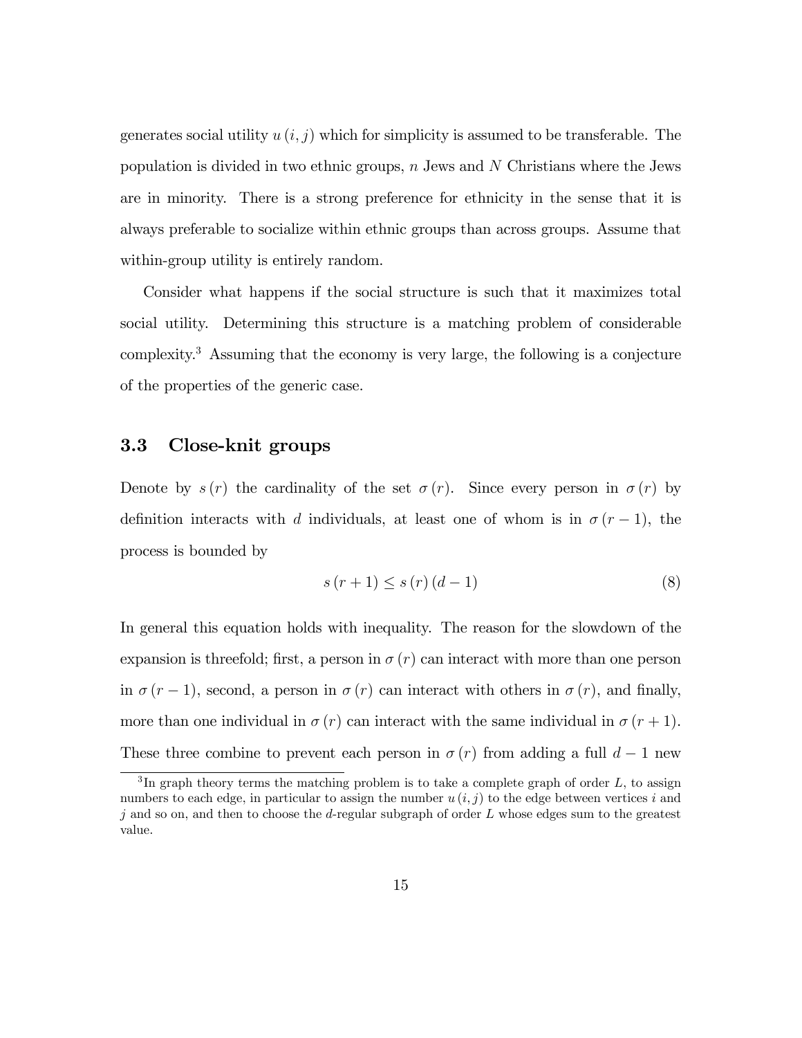generates social utility $u(i,j)$ which for simplicity is assumed to be transferable. The population is divided in two ethnic groups, $n$ Jews and $N$ Christians where the Jews are in minority. There is a strong preference for ethnicity in the sense that it is always preferable to socialize within ethnic groups than across groups. Assume that within-group utility is entirely random.

Consider what happens if the social structure is such that it maximizes total social utility. Determining this structure is a matching problem of considerable complexity.[3] Assuming that the economy is very large, the following is a conjecture of the properties of the generic case.

### 3.3 Close-knit groups

Denote by $s(r)$ the cardinality of the set $\sigma(r)$. Since every person in $\sigma(r)$ by definition interacts with $d$ individuals, at least one of whom is in $\sigma(r-1)$, the process is bounded by

$$s(r+1) \leq s(r)(d-1) \tag{8}$$

In general this equation holds with inequality. The reason for the slowdown of the expansion is threefold; first, a person in $\sigma(r)$ can interact with more than one person in $\sigma(r-1)$, second, a person in $\sigma(r)$ can interact with others in $\sigma(r)$, and finally, more than one individual in $\sigma(r)$ can interact with the same individual in $\sigma(r+1)$. These three combine to prevent each person in $\sigma(r)$ from adding a full $d-1$ new

[3] In graph theory terms the matching problem is to take a complete graph of order $L$, to assign numbers to each edge, in particular to assign the number $u(i,j)$ to the edge between vertices $i$ and $j$ and so on, and then to choose the $d$-regular subgraph of order $L$ whose edges sum to the greatest value.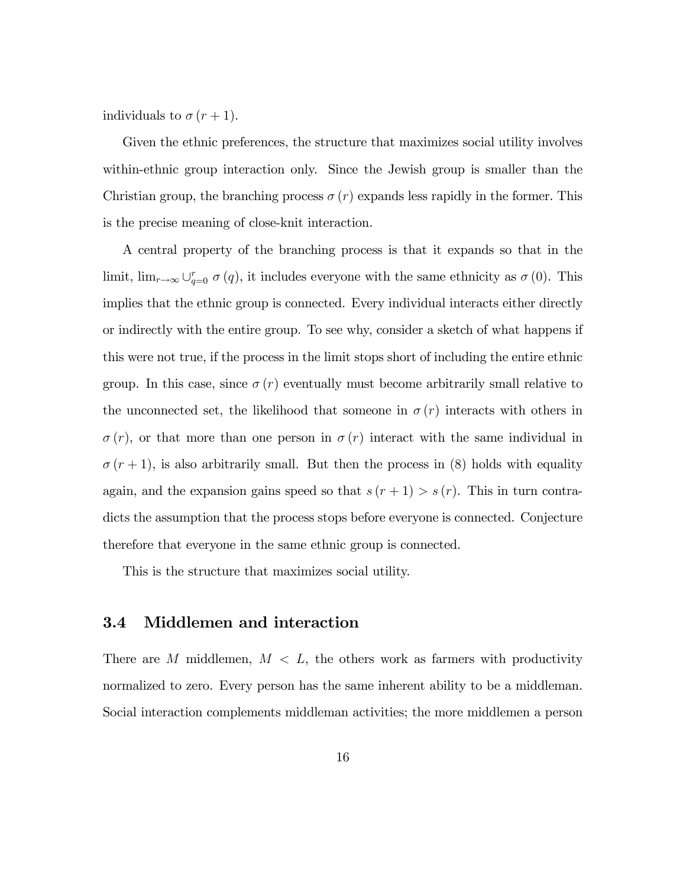individuals to $\sigma(r+1)$.

Given the ethnic preferences, the structure that maximizes social utility involves within-ethnic group interaction only. Since the Jewish group is smaller than the Christian group, the branching process $\sigma(r)$ expands less rapidly in the former. This is the precise meaning of close-knit interaction.

A central property of the branching process is that it expands so that in the limit, $\lim_{r\to\infty} \cup_{q=0}^{r} \sigma(q)$, it includes everyone with the same ethnicity as $\sigma(0)$. This implies that the ethnic group is connected. Every individual interacts either directly or indirectly with the entire group. To see why, consider a sketch of what happens if this were not true, if the process in the limit stops short of including the entire ethnic group. In this case, since $\sigma(r)$ eventually must become arbitrarily small relative to the unconnected set, the likelihood that someone in $\sigma(r)$ interacts with others in $\sigma(r)$, or that more than one person in $\sigma(r)$ interact with the same individual in $\sigma(r+1)$, is also arbitrarily small. But then the process in (8) holds with equality again, and the expansion gains speed so that $s(r+1) > s(r)$. This in turn contradicts the assumption that the process stops before everyone is connected. Conjecture therefore that everyone in the same ethnic group is connected.

This is the structure that maximizes social utility.

### 3.4 Middlemen and interaction

There are $M$ middlemen, $M < L$, the others work as farmers with productivity normalized to zero. Every person has the same inherent ability to be a middleman. Social interaction complements middleman activities; the more middlemen a person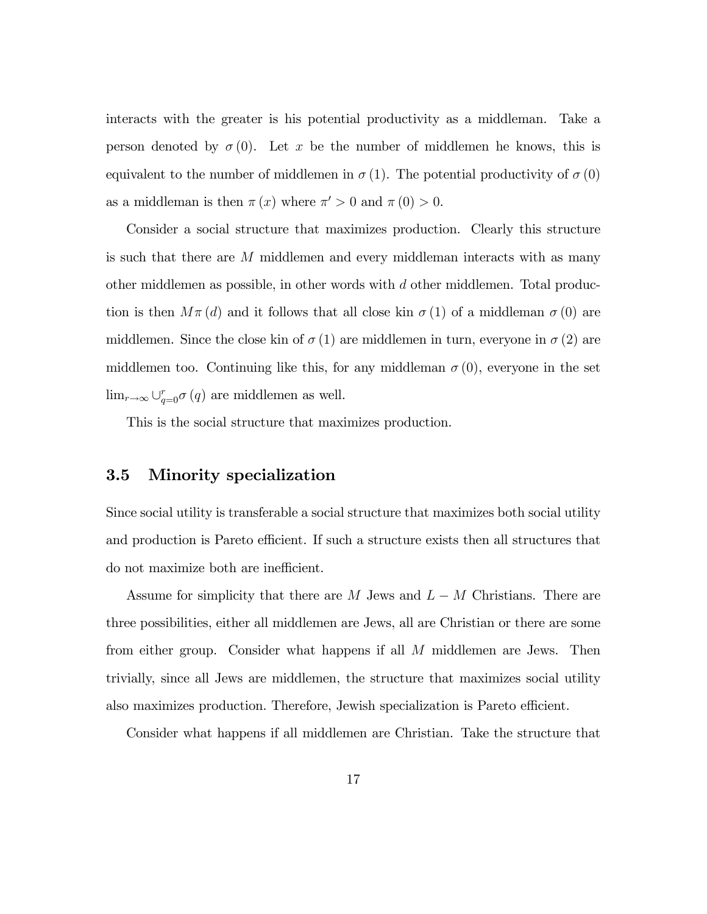interacts with the greater is his potential productivity as a middleman. Take a person denoted by $\sigma(0)$. Let $x$ be the number of middlemen he knows, this is equivalent to the number of middlemen in $\sigma(1)$. The potential productivity of $\sigma(0)$ as a middleman is then $\pi(x)$ where $\pi' > 0$ and $\pi(0) > 0$.

Consider a social structure that maximizes production. Clearly this structure is such that there are $M$ middlemen and every middleman interacts with as many other middlemen as possible, in other words with $d$ other middlemen. Total production is then $M\pi(d)$ and it follows that all close kin $\sigma(1)$ of a middleman $\sigma(0)$ are middlemen. Since the close kin of $\sigma(1)$ are middlemen in turn, everyone in $\sigma(2)$ are middlemen too. Continuing like this, for any middleman $\sigma(0)$, everyone in the set $\lim_{r\to\infty} \cup_{q=0}^{r} \sigma(q)$ are middlemen as well.

This is the social structure that maximizes production.

## 3.5 Minority specialization

Since social utility is transferable a social structure that maximizes both social utility and production is Pareto efficient. If such a structure exists then all structures that do not maximize both are inefficient.

Assume for simplicity that there are $M$ Jews and $L - M$ Christians. There are three possibilities, either all middlemen are Jews, all are Christian or there are some from either group. Consider what happens if all $M$ middlemen are Jews. Then trivially, since all Jews are middlemen, the structure that maximizes social utility also maximizes production. Therefore, Jewish specialization is Pareto efficient.

Consider what happens if all middlemen are Christian. Take the structure that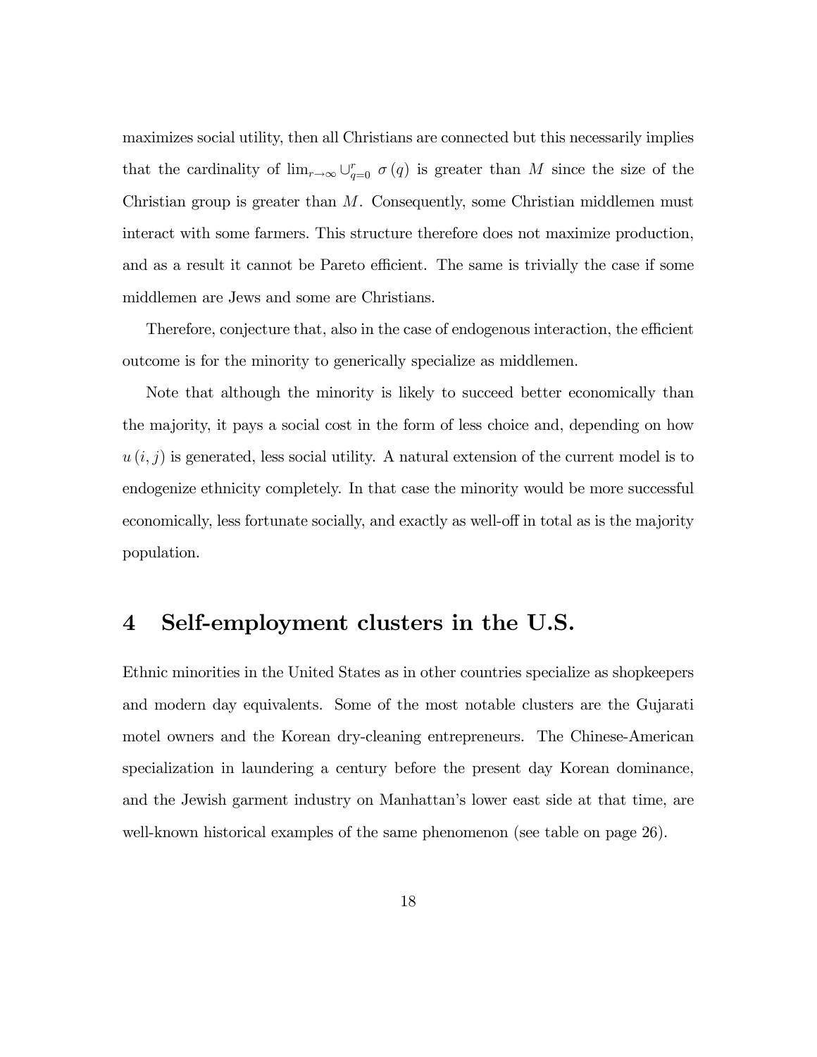maximizes social utility, then all Christians are connected but this necessarily implies that the cardinality of $\lim_{r\to\infty} \cup_{q=0}^{r} \sigma(q)$ is greater than $M$ since the size of the Christian group is greater than $M$. Consequently, some Christian middlemen must interact with some farmers. This structure therefore does not maximize production, and as a result it cannot be Pareto efficient. The same is trivially the case if some middlemen are Jews and some are Christians.

Therefore, conjecture that, also in the case of endogenous interaction, the efficient outcome is for the minority to generically specialize as middlemen.

Note that although the minority is likely to succeed better economically than the majority, it pays a social cost in the form of less choice and, depending on how $u(i,j)$ is generated, less social utility. A natural extension of the current model is to endogenize ethnicity completely. In that case the minority would be more successful economically, less fortunate socially, and exactly as well-off in total as is the majority population.

# 4 Self-employment clusters in the U.S.

Ethnic minorities in the United States as in other countries specialize as shopkeepers and modern day equivalents. Some of the most notable clusters are the Gujarati motel owners and the Korean dry-cleaning entrepreneurs. The Chinese-American specialization in laundering a century before the present day Korean dominance, and the Jewish garment industry on Manhattan's lower east side at that time, are well-known historical examples of the same phenomenon (see table on page 26).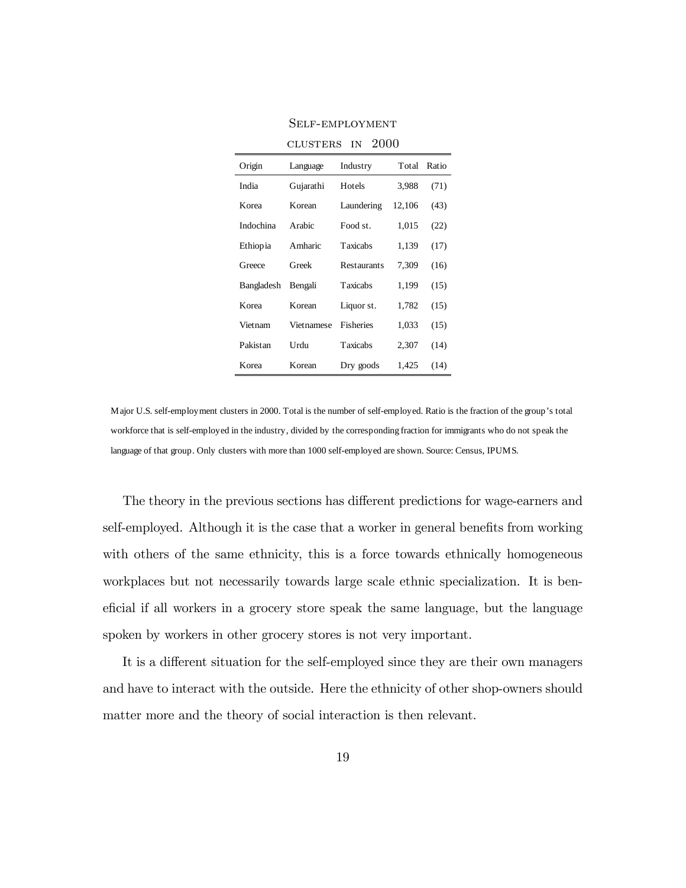Self-employment clusters in 2000

| Origin | Language | Industry | Total | Ratio |
|---|---|---|---|---|
| India | Gujarathi | Hotels | 3,988 | (71) |
| Korea | Korean | Laundering | 12,106 | (43) |
| Indochina | Arabic | Food st. | 1,015 | (22) |
| Ethiopia | Amharic | Taxicabs | 1,139 | (17) |
| Greece | Greek | Restaurants | 7,309 | (16) |
| Bangladesh | Bengali | Taxicabs | 1,199 | (15) |
| Korea | Korean | Liquor st. | 1,782 | (15) |
| Vietnam | Vietnamese | Fisheries | 1,033 | (15) |
| Pakistan | Urdu | Taxicabs | 2,307 | (14) |
| Korea | Korean | Dry goods | 1,425 | (14) |

Major U.S. self-employment clusters in 2000. Total is the number of self-employed. Ratio is the fraction of the group's total workforce that is self-employed in the industry, divided by the corresponding fraction for immigrants who do not speak the language of that group. Only clusters with more than 1000 self-employed are shown. Source: Census, IPUMS.

The theory in the previous sections has different predictions for wage-earners and self-employed. Although it is the case that a worker in general benefits from working with others of the same ethnicity, this is a force towards ethnically homogeneous workplaces but not necessarily towards large scale ethnic specialization. It is beneficial if all workers in a grocery store speak the same language, but the language spoken by workers in other grocery stores is not very important.

It is a different situation for the self-employed since they are their own managers and have to interact with the outside. Here the ethnicity of other shop-owners should matter more and the theory of social interaction is then relevant.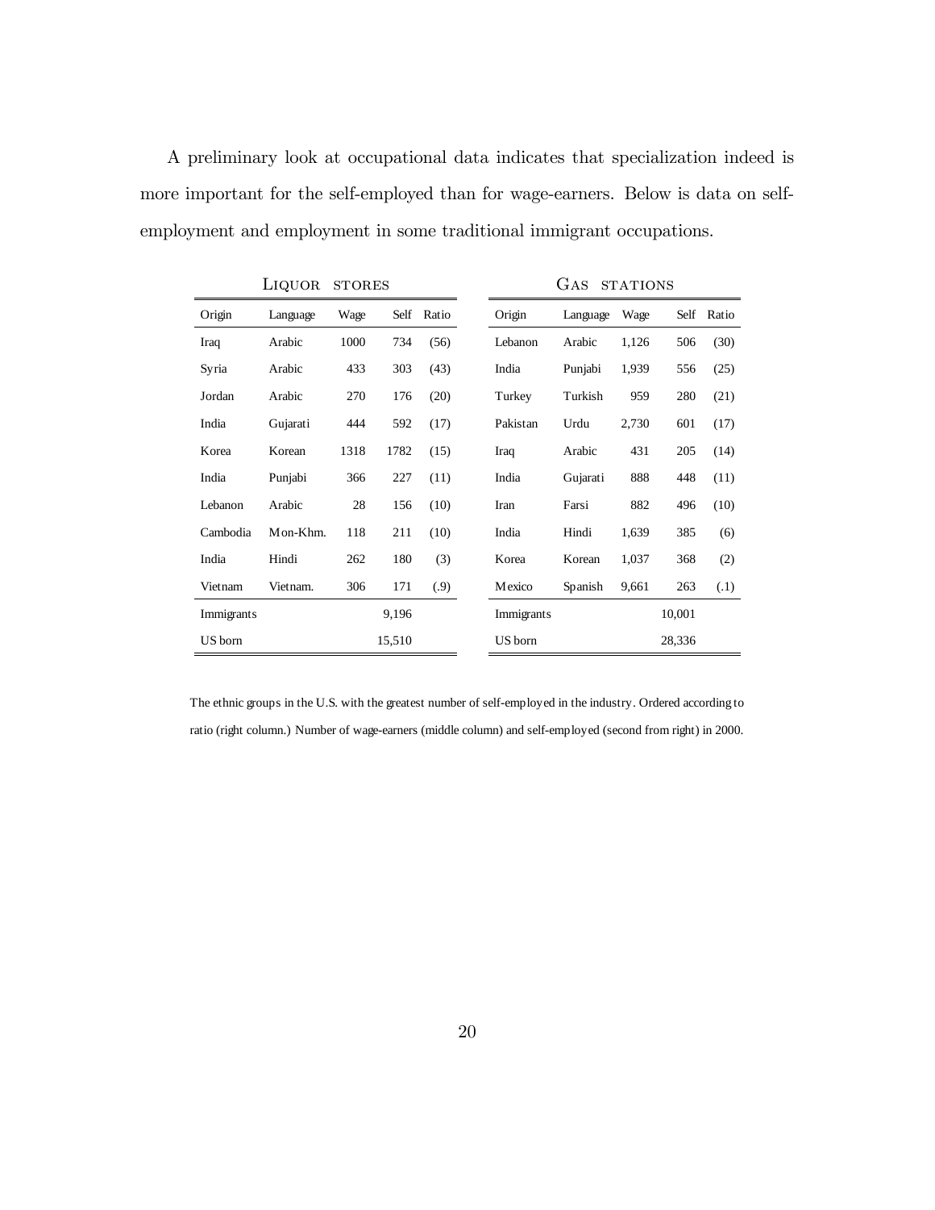A preliminary look at occupational data indicates that specialization indeed is more important for the self-employed than for wage-earners. Below is data on self-employment and employment in some traditional immigrant occupations.

| Liquor stores | | | | |
|---|---|---|---|---|
| Origin | Language | Wage | Self | Ratio |
| Iraq | Arabic | 1000 | 734 | (56) |
| Syria | Arabic | 433 | 303 | (43) |
| Jordan | Arabic | 270 | 176 | (20) |
| India | Gujarati | 444 | 592 | (17) |
| Korea | Korean | 1318 | 1782 | (15) |
| India | Punjabi | 366 | 227 | (11) |
| Lebanon | Arabic | 28 | 156 | (10) |
| Cambodia | Mon-Khm. | 118 | 211 | (10) |
| India | Hindi | 262 | 180 | (3) |
| Vietnam | Vietnam. | 306 | 171 | (.9) |
| Immigrants | | | 9,196 | |
| US born | | | 15,510 | |

| Gas stations | | | | |
|---|---|---|---|---|
| Origin | Language | Wage | Self | Ratio |
| Lebanon | Arabic | 1,126 | 506 | (30) |
| India | Punjabi | 1,939 | 556 | (25) |
| Turkey | Turkish | 959 | 280 | (21) |
| Pakistan | Urdu | 2,730 | 601 | (17) |
| Iraq | Arabic | 431 | 205 | (14) |
| India | Gujarati | 888 | 448 | (11) |
| Iran | Farsi | 882 | 496 | (10) |
| India | Hindi | 1,639 | 385 | (6) |
| Korea | Korean | 1,037 | 368 | (2) |
| Mexico | Spanish | 9,661 | 263 | (.1) |
| Immigrants | | | 10,001 | |
| US born | | | 28,336 | |

The ethnic groups in the U.S. with the greatest number of self-employed in the industry. Ordered according to ratio (right column.) Number of wage-earners (middle column) and self-employed (second from right) in 2000.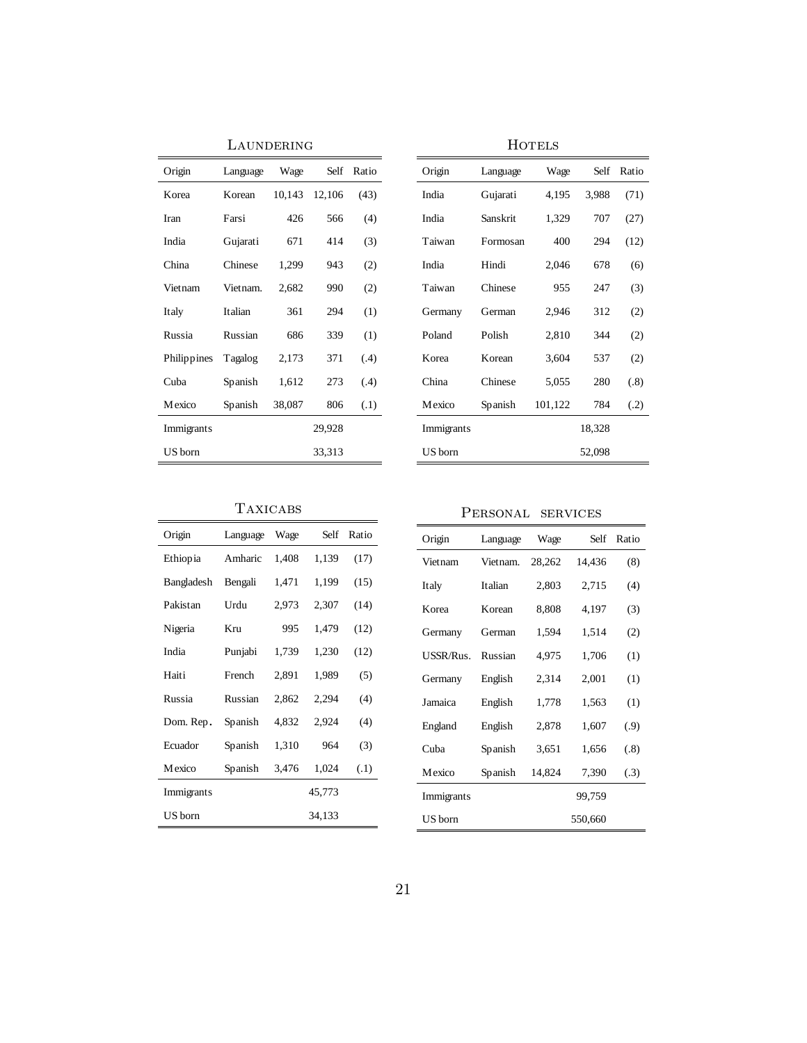### Laundering

| Origin | Language | Wage | Self | Ratio |
|---|---|---|---|---|
| Korea | Korean | 10,143 | 12,106 | (43) |
| Iran | Farsi | 426 | 566 | (4) |
| India | Gujarati | 671 | 414 | (3) |
| China | Chinese | 1,299 | 943 | (2) |
| Vietnam | Vietnam. | 2,682 | 990 | (2) |
| Italy | Italian | 361 | 294 | (1) |
| Russia | Russian | 686 | 339 | (1) |
| Philippines | Tagalog | 2,173 | 371 | (.4) |
| Cuba | Spanish | 1,612 | 273 | (.4) |
| Mexico | Spanish | 38,087 | 806 | (.1) |
| Immigrants | | | 29,928 | |
| US born | | | 33,313 | |

### Hotels

| Origin | Language | Wage | Self | Ratio |
|---|---|---|---|---|
| India | Gujarati | 4,195 | 3,988 | (71) |
| India | Sanskrit | 1,329 | 707 | (27) |
| Taiwan | Formosan | 400 | 294 | (12) |
| India | Hindi | 2,046 | 678 | (6) |
| Taiwan | Chinese | 955 | 247 | (3) |
| Germany | German | 2,946 | 312 | (2) |
| Poland | Polish | 2,810 | 344 | (2) |
| Korea | Korean | 3,604 | 537 | (2) |
| China | Chinese | 5,055 | 280 | (.8) |
| Mexico | Spanish | 101,122 | 784 | (.2) |
| Immigrants | | | 18,328 | |
| US born | | | 52,098 | |

### Taxicabs

| Origin | Language | Wage | Self | Ratio |
|---|---|---|---|---|
| Ethiopia | Amharic | 1,408 | 1,139 | (17) |
| Bangladesh | Bengali | 1,471 | 1,199 | (15) |
| Pakistan | Urdu | 2,973 | 2,307 | (14) |
| Nigeria | Kru | 995 | 1,479 | (12) |
| India | Punjabi | 1,739 | 1,230 | (12) |
| Haiti | French | 2,891 | 1,989 | (5) |
| Russia | Russian | 2,862 | 2,294 | (4) |
| Dom. Rep. | Spanish | 4,832 | 2,924 | (4) |
| Ecuador | Spanish | 1,310 | 964 | (3) |
| Mexico | Spanish | 3,476 | 1,024 | (.1) |
| Immigrants | | | 45,773 | |
| US born | | | 34,133 | |

### Personal services

| Origin | Language | Wage | Self | Ratio |
|---|---|---|---|---|
| Vietnam | Vietnam. | 28,262 | 14,436 | (8) |
| Italy | Italian | 2,803 | 2,715 | (4) |
| Korea | Korean | 8,808 | 4,197 | (3) |
| Germany | German | 1,594 | 1,514 | (2) |
| USSR/Rus. | Russian | 4,975 | 1,706 | (1) |
| Germany | English | 2,314 | 2,001 | (1) |
| Jamaica | English | 1,778 | 1,563 | (1) |
| England | English | 2,878 | 1,607 | (.9) |
| Cuba | Spanish | 3,651 | 1,656 | (.8) |
| Mexico | Spanish | 14,824 | 7,390 | (.3) |
| Immigrants | | | 99,759 | |
| US born | | | 550,660 | |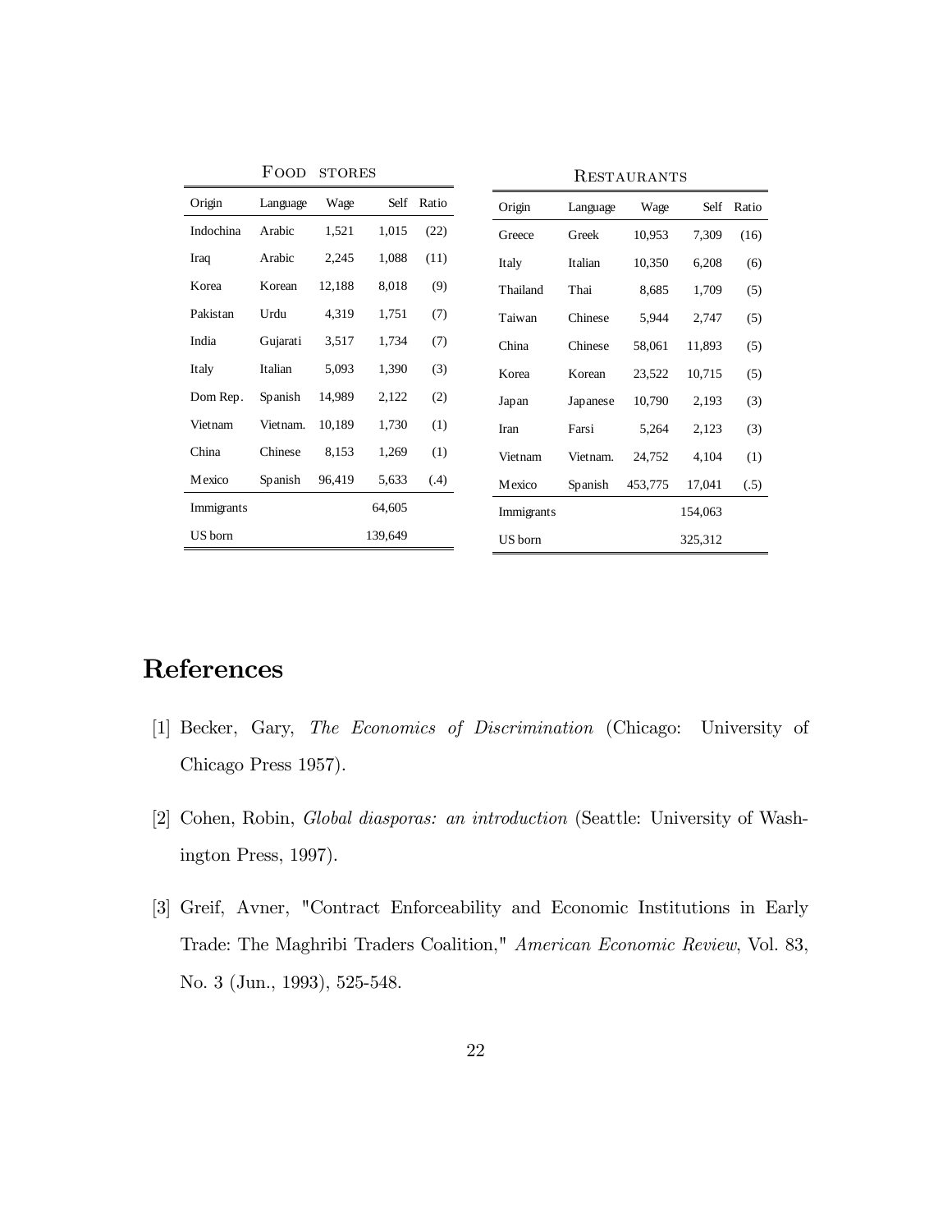Food stores

| Origin | Language | Wage | Self | Ratio |
|---|---|---|---|---|
| Indochina | Arabic | 1,521 | 1,015 | (22) |
| Iraq | Arabic | 2,245 | 1,088 | (11) |
| Korea | Korean | 12,188 | 8,018 | (9) |
| Pakistan | Urdu | 4,319 | 1,751 | (7) |
| India | Gujarati | 3,517 | 1,734 | (7) |
| Italy | Italian | 5,093 | 1,390 | (3) |
| Dom Rep. | Spanish | 14,989 | 2,122 | (2) |
| Vietnam | Vietnam. | 10,189 | 1,730 | (1) |
| China | Chinese | 8,153 | 1,269 | (1) |
| Mexico | Spanish | 96,419 | 5,633 | (.4) |
| Immigrants | | | 64,605 | |
| US born | | | 139,649 | |

Restaurants

| Origin | Language | Wage | Self | Ratio |
|---|---|---|---|---|
| Greece | Greek | 10,953 | 7,309 | (16) |
| Italy | Italian | 10,350 | 6,208 | (6) |
| Thailand | Thai | 8,685 | 1,709 | (5) |
| Taiwan | Chinese | 5,944 | 2,747 | (5) |
| China | Chinese | 58,061 | 11,893 | (5) |
| Korea | Korean | 23,522 | 10,715 | (5) |
| Japan | Japanese | 10,790 | 2,193 | (3) |
| Iran | Farsi | 5,264 | 2,123 | (3) |
| Vietnam | Vietnam. | 24,752 | 4,104 | (1) |
| Mexico | Spanish | 453,775 | 17,041 | (.5) |
| Immigrants | | | 154,063 | |
| US born | | | 325,312 | |

# References

[1] Becker, Gary, *The Economics of Discrimination* (Chicago: University of Chicago Press 1957).

[2] Cohen, Robin, *Global diasporas: an introduction* (Seattle: University of Washington Press, 1997).

[3] Greif, Avner, "Contract Enforceability and Economic Institutions in Early Trade: The Maghribi Traders Coalition," *American Economic Review*, Vol. 83, No. 3 (Jun., 1993), 525-548.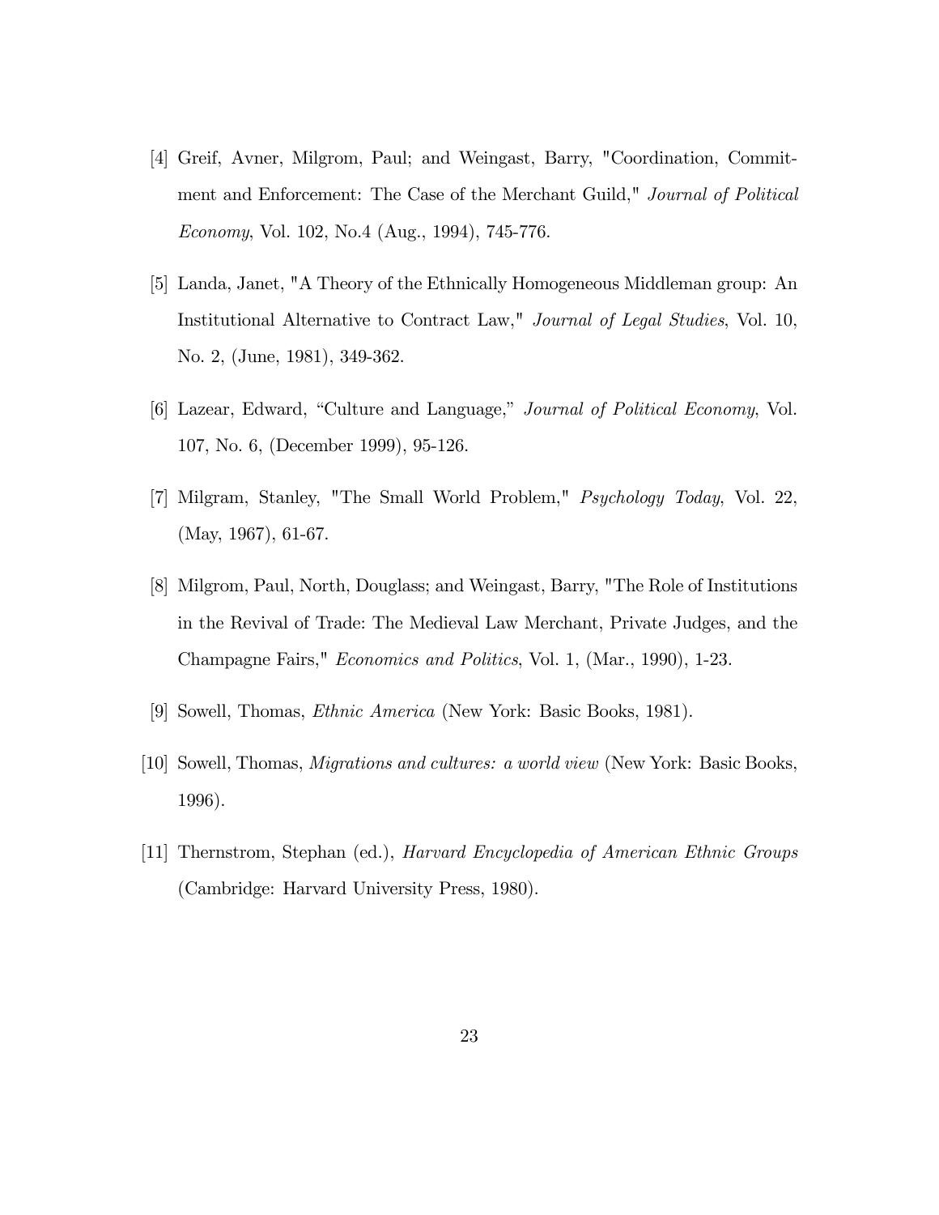[4] Greif, Avner, Milgrom, Paul; and Weingast, Barry, "Coordination, Commitment and Enforcement: The Case of the Merchant Guild," *Journal of Political Economy*, Vol. 102, No.4 (Aug., 1994), 745-776.

[5] Landa, Janet, "A Theory of the Ethnically Homogeneous Middleman group: An Institutional Alternative to Contract Law," *Journal of Legal Studies*, Vol. 10, No. 2, (June, 1981), 349-362.

[6] Lazear, Edward, "Culture and Language," *Journal of Political Economy*, Vol. 107, No. 6, (December 1999), 95-126.

[7] Milgram, Stanley, "The Small World Problem," *Psychology Today*, Vol. 22, (May, 1967), 61-67.

[8] Milgrom, Paul, North, Douglass; and Weingast, Barry, "The Role of Institutions in the Revival of Trade: The Medieval Law Merchant, Private Judges, and the Champagne Fairs," *Economics and Politics*, Vol. 1, (Mar., 1990), 1-23.

[9] Sowell, Thomas, *Ethnic America* (New York: Basic Books, 1981).

[10] Sowell, Thomas, *Migrations and cultures: a world view* (New York: Basic Books, 1996).

[11] Thernstrom, Stephan (ed.), *Harvard Encyclopedia of American Ethnic Groups* (Cambridge: Harvard University Press, 1980).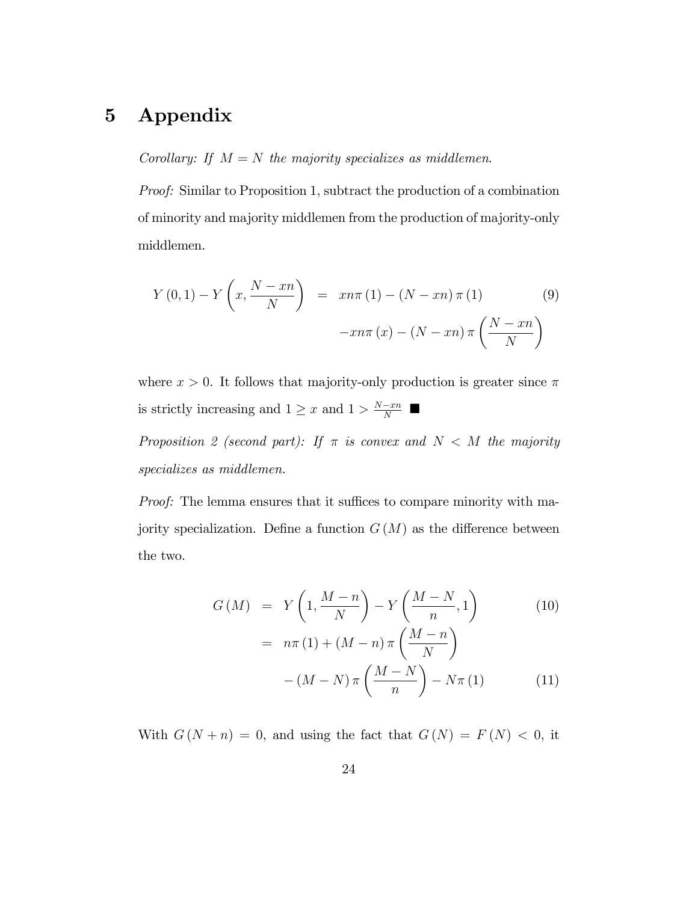# 5 Appendix

*Corollary: If $M = N$ the majority specializes as middlemen.*

*Proof:* Similar to Proposition 1, subtract the production of a combination of minority and majority middlemen from the production of majority-only middlemen.

$$\begin{aligned} Y(0,1) - Y\left(x, \frac{N - xn}{N}\right) &= xn\pi(1) - (N - xn)\pi(1) \\ &\quad - xn\pi(x) - (N - xn)\pi\left(\frac{N - xn}{N}\right) \end{aligned} \tag{9}$$

where $x > 0$. It follows that majority-only production is greater since $\pi$ is strictly increasing and $1 \geq x$ and $1 > \frac{N - xn}{N}$ ■

*Proposition 2 (second part): If $\pi$ is convex and $N < M$ the majority specializes as middlemen.*

*Proof:* The lemma ensures that it suffices to compare minority with majority specialization. Define a function $G(M)$ as the difference between the two.

$$G(M) = Y\left(1, \frac{M - n}{N}\right) - Y\left(\frac{M - N}{n}, 1\right) \tag{10}$$

$$\begin{aligned} &= n\pi(1) + (M - n)\pi\left(\frac{M - n}{N}\right) \\ &\quad - (M - N)\pi\left(\frac{M - N}{n}\right) - N\pi(1) \end{aligned} \tag{11}$$

With $G(N + n) = 0$, and using the fact that $G(N) = F(N) < 0$, it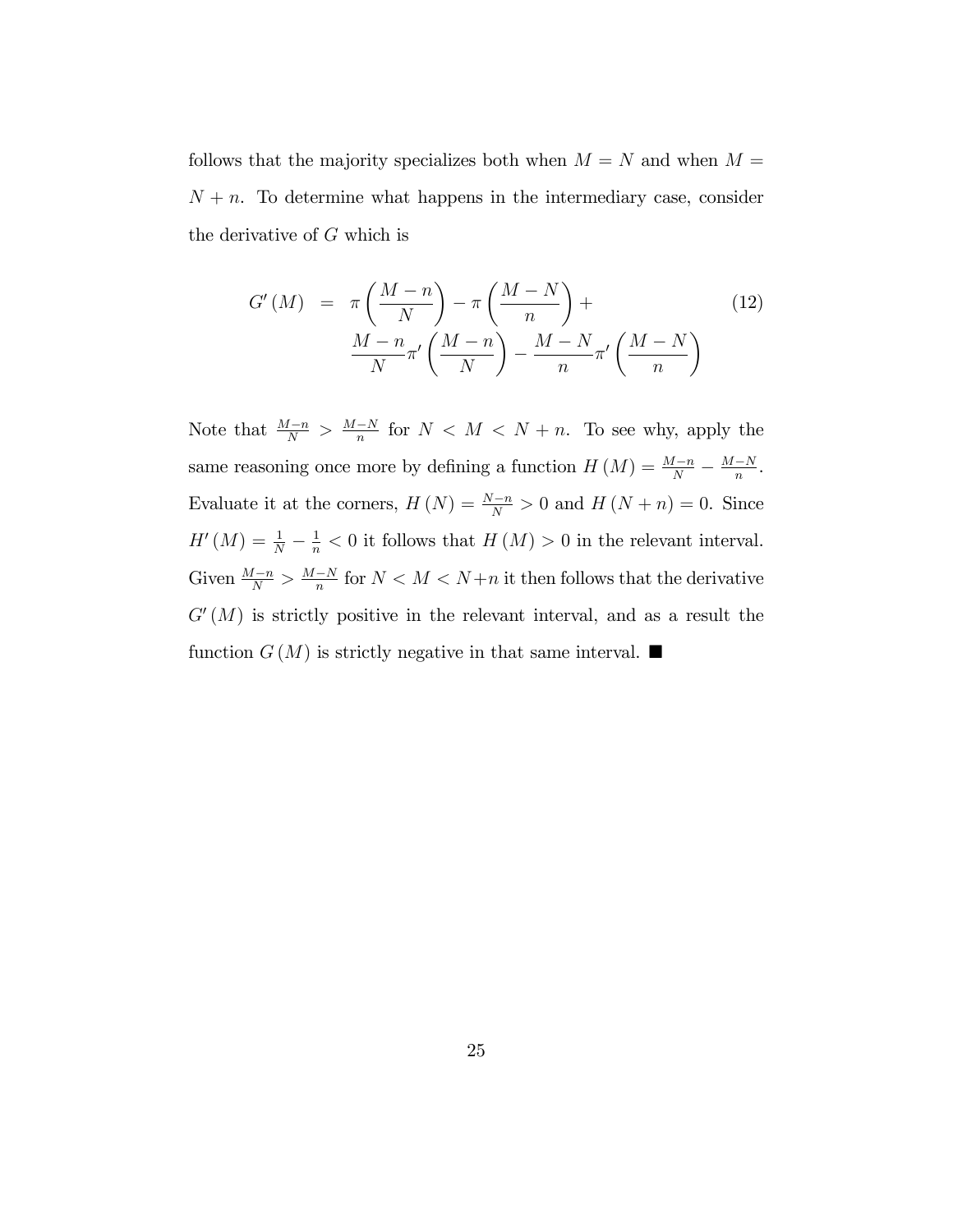follows that the majority specializes both when $M = N$ and when $M = N + n$. To determine what happens in the intermediary case, consider the derivative of $G$ which is

$$
\begin{aligned}
G'(M) &= \pi\left(\frac{M-n}{N}\right) - \pi\left(\frac{M-N}{n}\right) + \\
&\quad \frac{M-n}{N}\pi'\left(\frac{M-n}{N}\right) - \frac{M-N}{n}\pi'\left(\frac{M-N}{n}\right)
\end{aligned}
\tag{12}
$$

Note that $\frac{M-n}{N} > \frac{M-N}{n}$ for $N < M < N+n$. To see why, apply the same reasoning once more by defining a function $H(M) = \frac{M-n}{N} - \frac{M-N}{n}$. Evaluate it at the corners, $H(N) = \frac{N-n}{N} > 0$ and $H(N+n) = 0$. Since $H'(M) = \frac{1}{N} - \frac{1}{n} < 0$ it follows that $H(M) > 0$ in the relevant interval. Given $\frac{M-n}{N} > \frac{M-N}{n}$ for $N < M < N+n$ it then follows that the derivative $G'(M)$ is strictly positive in the relevant interval, and as a result the function $G(M)$ is strictly negative in that same interval. ■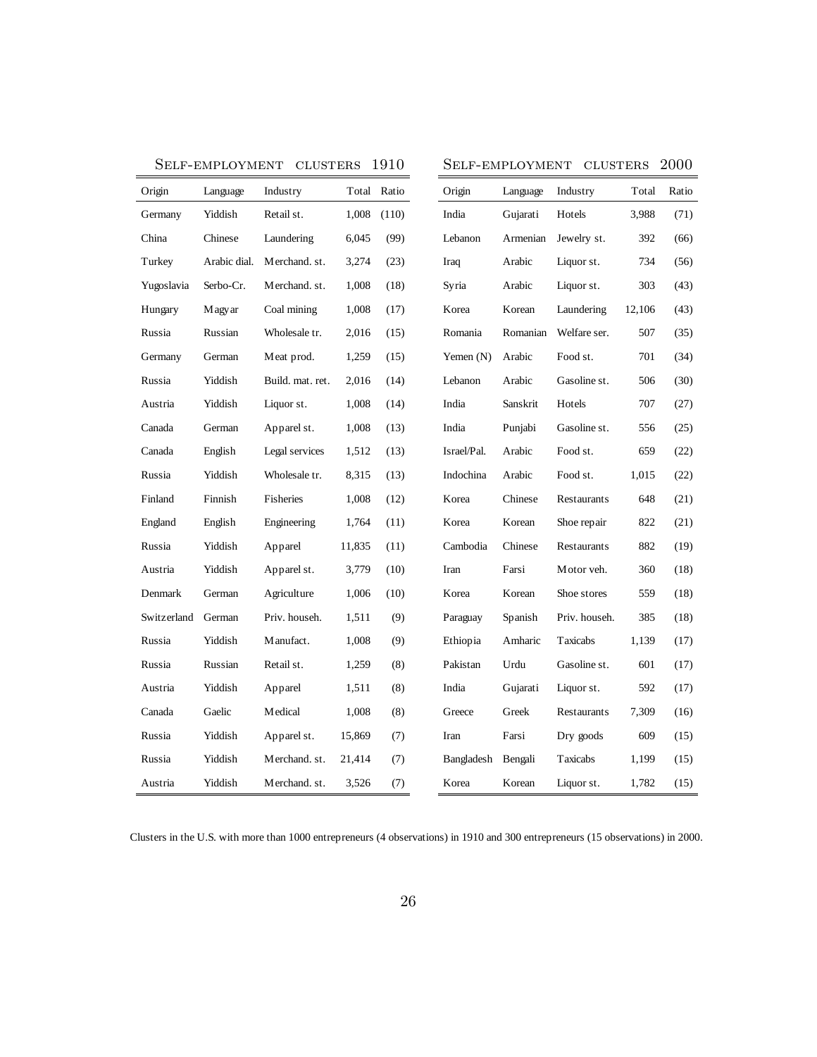**Self-employment clusters 1910**

| Origin | Language | Industry | Total | Ratio |
|---|---|---|---|---|
| Germany | Yiddish | Retail st. | 1,008 | (110) |
| China | Chinese | Laundering | 6,045 | (99) |
| Turkey | Arabic dial. | Merchand. st. | 3,274 | (23) |
| Yugoslavia | Serbo-Cr. | Merchand. st. | 1,008 | (18) |
| Hungary | Magyar | Coal mining | 1,008 | (17) |
| Russia | Russian | Wholesale tr. | 2,016 | (15) |
| Germany | German | Meat prod. | 1,259 | (15) |
| Russia | Yiddish | Build. mat. ret. | 2,016 | (14) |
| Austria | Yiddish | Liquor st. | 1,008 | (14) |
| Canada | German | Apparel st. | 1,008 | (13) |
| Canada | English | Legal services | 1,512 | (13) |
| Russia | Yiddish | Wholesale tr. | 8,315 | (13) |
| Finland | Finnish | Fisheries | 1,008 | (12) |
| England | English | Engineering | 1,764 | (11) |
| Russia | Yiddish | Apparel | 11,835 | (11) |
| Austria | Yiddish | Apparel st. | 3,779 | (10) |
| Denmark | German | Agriculture | 1,006 | (10) |
| Switzerland | German | Priv. househ. | 1,511 | (9) |
| Russia | Yiddish | Manufact. | 1,008 | (9) |
| Russia | Russian | Retail st. | 1,259 | (8) |
| Austria | Yiddish | Apparel | 1,511 | (8) |
| Canada | Gaelic | Medical | 1,008 | (8) |
| Russia | Yiddish | Apparel st. | 15,869 | (7) |
| Russia | Yiddish | Merchand. st. | 21,414 | (7) |
| Austria | Yiddish | Merchand. st. | 3,526 | (7) |

**Self-employment clusters 2000**

| Origin | Language | Industry | Total | Ratio |
|---|---|---|---|---|
| India | Gujarati | Hotels | 3,988 | (71) |
| Lebanon | Armenian | Jewelry st. | 392 | (66) |
| Iraq | Arabic | Liquor st. | 734 | (56) |
| Syria | Arabic | Liquor st. | 303 | (43) |
| Korea | Korean | Laundering | 12,106 | (43) |
| Romania | Romanian | Welfare ser. | 507 | (35) |
| Yemen (N) | Arabic | Food st. | 701 | (34) |
| Lebanon | Arabic | Gasoline st. | 506 | (30) |
| India | Sanskrit | Hotels | 707 | (27) |
| India | Punjabi | Gasoline st. | 556 | (25) |
| Israel/Pal. | Arabic | Food st. | 659 | (22) |
| Indochina | Arabic | Food st. | 1,015 | (22) |
| Korea | Chinese | Restaurants | 648 | (21) |
| Korea | Korean | Shoe repair | 822 | (21) |
| Cambodia | Chinese | Restaurants | 882 | (19) |
| Iran | Farsi | Motor veh. | 360 | (18) |
| Korea | Korean | Shoe stores | 559 | (18) |
| Paraguay | Spanish | Priv. househ. | 385 | (18) |
| Ethiopia | Amharic | Taxicabs | 1,139 | (17) |
| Pakistan | Urdu | Gasoline st. | 601 | (17) |
| India | Gujarati | Liquor st. | 592 | (17) |
| Greece | Greek | Restaurants | 7,309 | (16) |
| Iran | Farsi | Dry goods | 609 | (15) |
| Bangladesh | Bengali | Taxicabs | 1,199 | (15) |
| Korea | Korean | Liquor st. | 1,782 | (15) |

Clusters in the U.S. with more than 1000 entrepreneurs (4 observations) in 1910 and 300 entrepreneurs (15 observations) in 2000.